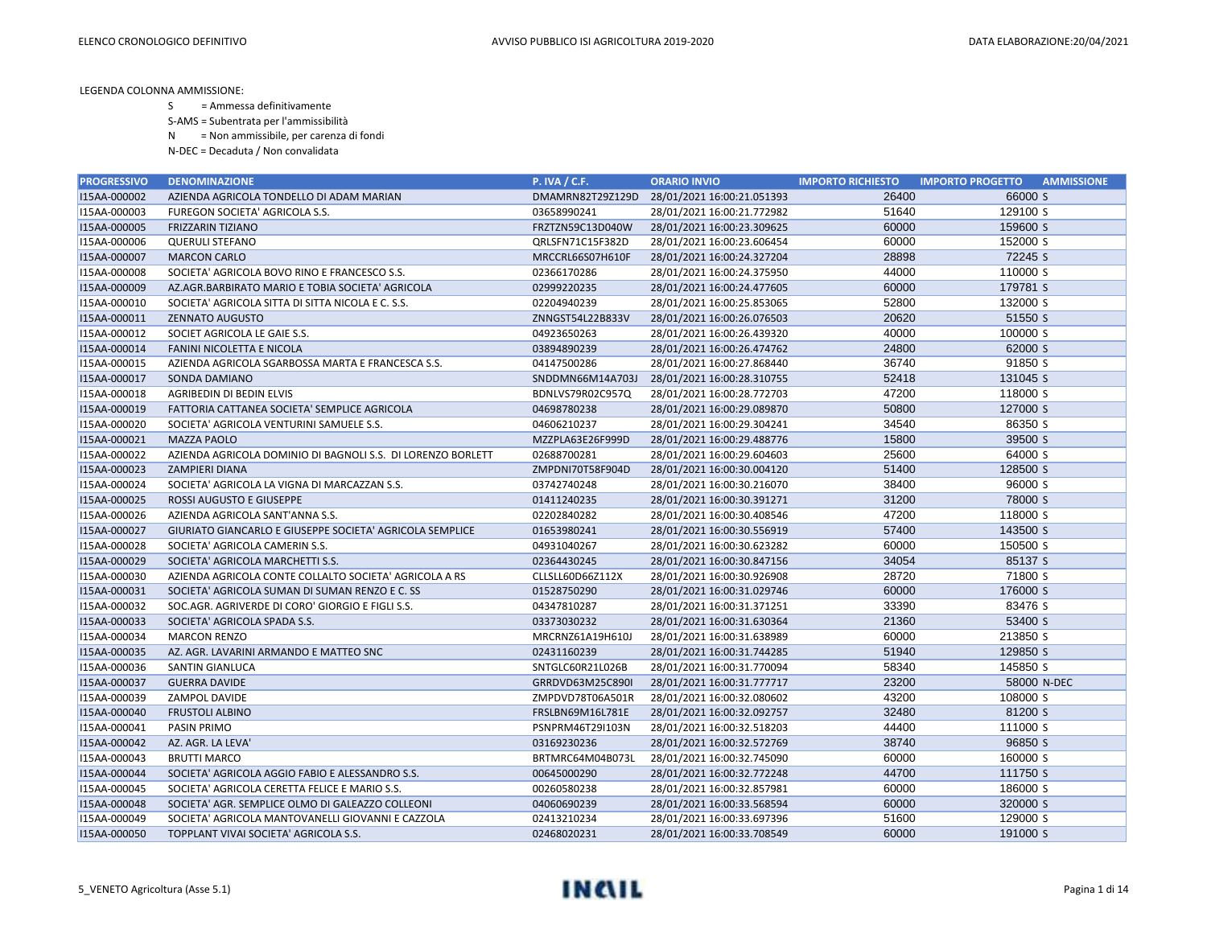LEGENDA COLONNA AMMISSIONE:

S = Ammessa definitivamente

S-AMS = Subentrata per l'ammissibilità

N = Non ammissibile, per carenza di fondi

N-DEC = Decaduta / Non convalidata

| PROGRESSIVO | DENOMINAZIONE | P. IVA / C.F. | ORARIO INVIO | IMPORTO RICHIESTO | IMPORTO PROGETTO | AMMISSIONE |
|---|---|---|---|---|---|---|
| I15AA-000002 | AZIENDA AGRICOLA TONDELLO DI ADAM MARIAN | DMAMRN82T29Z129D | 28/01/2021 16:00:21.051393 | 26400 | 66000 | S |
| I15AA-000003 | FUREGON SOCIETA' AGRICOLA S.S. | 03658990241 | 28/01/2021 16:00:21.772982 | 51640 | 129100 | S |
| I15AA-000005 | FRIZZARIN TIZIANO | FRZTZN59C13D040W | 28/01/2021 16:00:23.309625 | 60000 | 159600 | S |
| I15AA-000006 | QUERULI STEFANO | QRLSFN71C15F382D | 28/01/2021 16:00:23.606454 | 60000 | 152000 | S |
| I15AA-000007 | MARCON CARLO | MRCCRL66S07H610F | 28/01/2021 16:00:24.327204 | 28898 | 72245 | S |
| I15AA-000008 | SOCIETA' AGRICOLA BOVO RINO E FRANCESCO S.S. | 02366170286 | 28/01/2021 16:00:24.375950 | 44000 | 110000 | S |
| I15AA-000009 | AZ.AGR.BARBIRATO MARIO E TOBIA SOCIETA' AGRICOLA | 02999220235 | 28/01/2021 16:00:24.477605 | 60000 | 179781 | S |
| I15AA-000010 | SOCIETA' AGRICOLA SITTA DI SITTA NICOLA E C. S.S. | 02204940239 | 28/01/2021 16:00:25.853065 | 52800 | 132000 | S |
| I15AA-000011 | ZENNATO AUGUSTO | ZNNGST54L22B833V | 28/01/2021 16:00:26.076503 | 20620 | 51550 | S |
| I15AA-000012 | SOCIET AGRICOLA LE GAIE S.S. | 04923650263 | 28/01/2021 16:00:26.439320 | 40000 | 100000 | S |
| I15AA-000014 | FANINI NICOLETTA E NICOLA | 03894890239 | 28/01/2021 16:00:26.474762 | 24800 | 62000 | S |
| I15AA-000015 | AZIENDA AGRICOLA SGARBOSSA MARTA E FRANCESCA S.S. | 04147500286 | 28/01/2021 16:00:27.868440 | 36740 | 91850 | S |
| I15AA-000017 | SONDA DAMIANO | SNDDMN66M14A703J | 28/01/2021 16:00:28.310755 | 52418 | 131045 | S |
| I15AA-000018 | AGRIBEDIN DI BEDIN ELVIS | BDNLVS79R02C957Q | 28/01/2021 16:00:28.772703 | 47200 | 118000 | S |
| I15AA-000019 | FATTORIA CATTANEA SOCIETA' SEMPLICE AGRICOLA | 04698780238 | 28/01/2021 16:00:29.089870 | 50800 | 127000 | S |
| I15AA-000020 | SOCIETA' AGRICOLA VENTURINI SAMUELE S.S. | 04606210237 | 28/01/2021 16:00:29.304241 | 34540 | 86350 | S |
| I15AA-000021 | MAZZA PAOLO | MZZPLA63E26F999D | 28/01/2021 16:00:29.488776 | 15800 | 39500 | S |
| I15AA-000022 | AZIENDA AGRICOLA DOMINIO DI BAGNOLI S.S. DI LORENZO BORLETT | 02688700281 | 28/01/2021 16:00:29.604603 | 25600 | 64000 | S |
| I15AA-000023 | ZAMPIERI DIANA | ZMPDNI70T58F904D | 28/01/2021 16:00:30.004120 | 51400 | 128500 | S |
| I15AA-000024 | SOCIETA' AGRICOLA LA VIGNA DI MARCAZZAN S.S. | 03742740248 | 28/01/2021 16:00:30.216070 | 38400 | 96000 | S |
| I15AA-000025 | ROSSI AUGUSTO E GIUSEPPE | 01411240235 | 28/01/2021 16:00:30.391271 | 31200 | 78000 | S |
| I15AA-000026 | AZIENDA AGRICOLA SANT'ANNA S.S. | 02202840282 | 28/01/2021 16:00:30.408546 | 47200 | 118000 | S |
| I15AA-000027 | GIURIATO GIANCARLO E GIUSEPPE SOCIETA' AGRICOLA SEMPLICE | 01653980241 | 28/01/2021 16:00:30.556919 | 57400 | 143500 | S |
| I15AA-000028 | SOCIETA' AGRICOLA CAMERIN S.S. | 04931040267 | 28/01/2021 16:00:30.623282 | 60000 | 150500 | S |
| I15AA-000029 | SOCIETA' AGRICOLA MARCHETTI S.S. | 02364430245 | 28/01/2021 16:00:30.847156 | 34054 | 85137 | S |
| I15AA-000030 | AZIENDA AGRICOLA CONTE COLLALTO SOCIETA' AGRICOLA A RS | CLLSLL60D66Z112X | 28/01/2021 16:00:30.926908 | 28720 | 71800 | S |
| I15AA-000031 | SOCIETA' AGRICOLA SUMAN DI SUMAN RENZO E C. SS | 01528750290 | 28/01/2021 16:00:31.029746 | 60000 | 176000 | S |
| I15AA-000032 | SOC.AGR. AGRIVERDE DI CORO' GIORGIO E FIGLI S.S. | 04347810287 | 28/01/2021 16:00:31.371251 | 33390 | 83476 | S |
| I15AA-000033 | SOCIETA' AGRICOLA SPADA S.S. | 03373030232 | 28/01/2021 16:00:31.630364 | 21360 | 53400 | S |
| I15AA-000034 | MARCON RENZO | MRCRNZ61A19H610J | 28/01/2021 16:00:31.638989 | 60000 | 213850 | S |
| I15AA-000035 | AZ. AGR. LAVARINI ARMANDO E MATTEO SNC | 02431160239 | 28/01/2021 16:00:31.744285 | 51940 | 129850 | S |
| I15AA-000036 | SANTIN GIANLUCA | SNTGLC60R21L026B | 28/01/2021 16:00:31.770094 | 58340 | 145850 | S |
| I15AA-000037 | GUERRA DAVIDE | GRRDVD63M25C890I | 28/01/2021 16:00:31.777717 | 23200 | 58000 | N-DEC |
| I15AA-000039 | ZAMPOL DAVIDE | ZMPDVD78T06A501R | 28/01/2021 16:00:32.080602 | 43200 | 108000 | S |
| I15AA-000040 | FRUSTOLI ALBINO | FRSLBN69M16L781E | 28/01/2021 16:00:32.092757 | 32480 | 81200 | S |
| I15AA-000041 | PASIN PRIMO | PSNPRM46T29I103N | 28/01/2021 16:00:32.518203 | 44400 | 111000 | S |
| I15AA-000042 | AZ. AGR. LA LEVA' | 03169230236 | 28/01/2021 16:00:32.572769 | 38740 | 96850 | S |
| I15AA-000043 | BRUTTI MARCO | BRTMRC64M04B073L | 28/01/2021 16:00:32.745090 | 60000 | 160000 | S |
| I15AA-000044 | SOCIETA' AGRICOLA AGGIO FABIO E ALESSANDRO S.S. | 00645000290 | 28/01/2021 16:00:32.772248 | 44700 | 111750 | S |
| I15AA-000045 | SOCIETA' AGRICOLA CERETTA FELICE E MARIO S.S. | 00260580238 | 28/01/2021 16:00:32.857981 | 60000 | 186000 | S |
| I15AA-000048 | SOCIETA' AGR. SEMPLICE OLMO DI GALEAZZO COLLEONI | 04060690239 | 28/01/2021 16:00:33.568594 | 60000 | 320000 | S |
| I15AA-000049 | SOCIETA' AGRICOLA MANTOVANELLI GIOVANNI E CAZZOLA | 02413210234 | 28/01/2021 16:00:33.697396 | 51600 | 129000 | S |
| I15AA-000050 | TOPPLANT VIVAI SOCIETA' AGRICOLA S.S. | 02468020231 | 28/01/2021 16:00:33.708549 | 60000 | 191000 | S |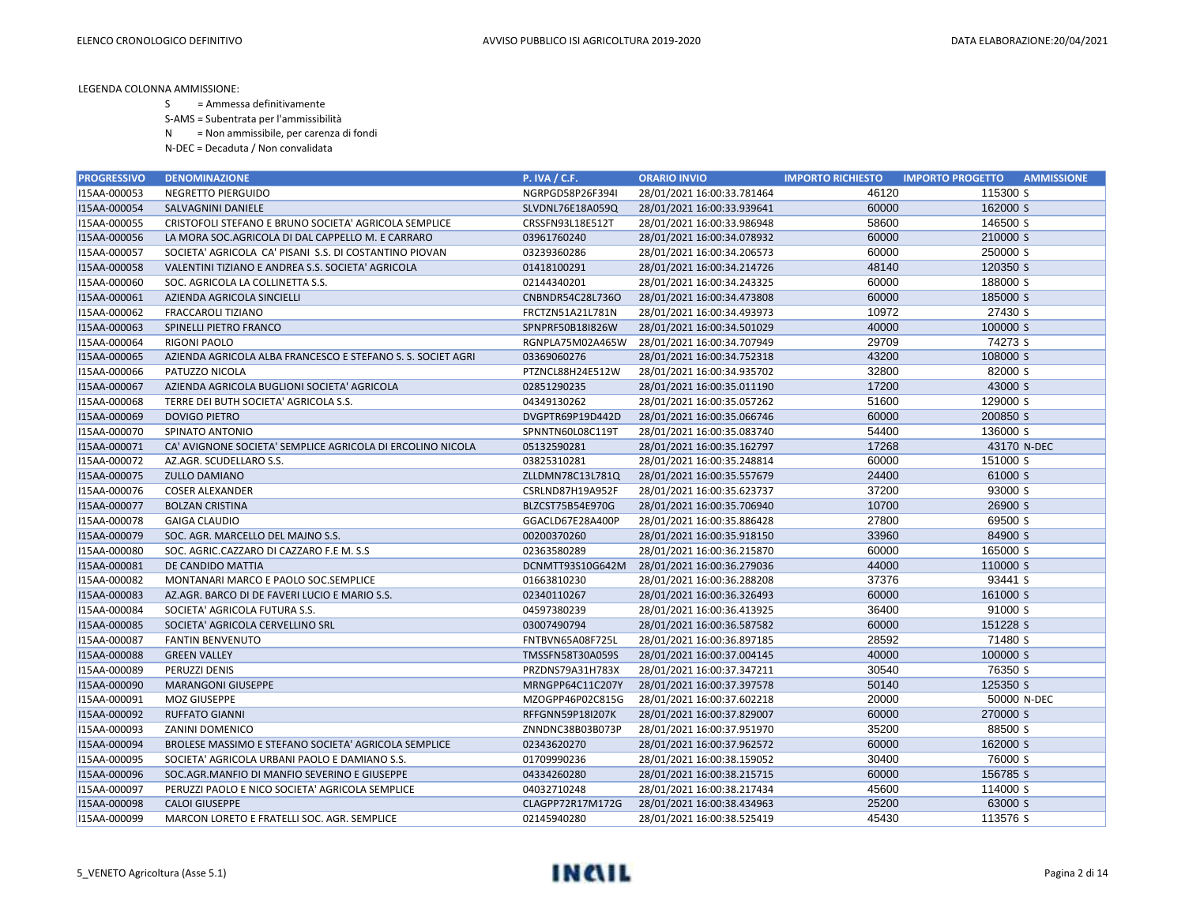LEGENDA COLONNA AMMISSIONE:

S = Ammessa definitivamente

S-AMS = Subentrata per l'ammissibilità

N = Non ammissibile, per carenza di fondi

N-DEC = Decaduta / Non convalidata

| PROGRESSIVO | DENOMINAZIONE | P. IVA / C.F. | ORARIO INVIO | IMPORTO RICHIESTO | IMPORTO PROGETTO | AMMISSIONE |
|---|---|---|---|---|---|---|
| I15AA-000053 | NEGRETTO PIERGUIDO | NGRPGD58P26F394I | 28/01/2021 16:00:33.781464 | 46120 | 115300 | S |
| I15AA-000054 | SALVAGNINI DANIELE | SLVDNL76E18A059Q | 28/01/2021 16:00:33.939641 | 60000 | 162000 | S |
| I15AA-000055 | CRISTOFOLI STEFANO E BRUNO SOCIETA' AGRICOLA SEMPLICE | CRSSFN93L18E512T | 28/01/2021 16:00:33.986948 | 58600 | 146500 | S |
| I15AA-000056 | LA MORA SOC.AGRICOLA DI DAL CAPPELLO M. E CARRARO | 03961760240 | 28/01/2021 16:00:34.078932 | 60000 | 210000 | S |
| I15AA-000057 | SOCIETA' AGRICOLA CA' PISANI S.S. DI COSTANTINO PIOVAN | 03239360286 | 28/01/2021 16:00:34.206573 | 60000 | 250000 | S |
| I15AA-000058 | VALENTINI TIZIANO E ANDREA S.S. SOCIETA' AGRICOLA | 01418100291 | 28/01/2021 16:00:34.214726 | 48140 | 120350 | S |
| I15AA-000060 | SOC. AGRICOLA LA COLLINETTA S.S. | 02144340201 | 28/01/2021 16:00:34.243325 | 60000 | 188000 | S |
| I15AA-000061 | AZIENDA AGRICOLA SINCIELLI | CNBNDR54C28L736O | 28/01/2021 16:00:34.473808 | 60000 | 185000 | S |
| I15AA-000062 | FRACCAROLI TIZIANO | FRCTZN51A21L781N | 28/01/2021 16:00:34.493973 | 10972 | 27430 | S |
| I15AA-000063 | SPINELLI PIETRO FRANCO | SPNPRF50B18I826W | 28/01/2021 16:00:34.501029 | 40000 | 100000 | S |
| I15AA-000064 | RIGONI PAOLO | RGNPLA75M02A465W | 28/01/2021 16:00:34.707949 | 29709 | 74273 | S |
| I15AA-000065 | AZIENDA AGRICOLA ALBA FRANCESCO E STEFANO S. S. SOCIET AGRI | 03369060276 | 28/01/2021 16:00:34.752318 | 43200 | 108000 | S |
| I15AA-000066 | PATUZZO NICOLA | PTZNCL88H24E512W | 28/01/2021 16:00:34.935702 | 32800 | 82000 | S |
| I15AA-000067 | AZIENDA AGRICOLA BUGLIONI SOCIETA' AGRICOLA | 02851290235 | 28/01/2021 16:00:35.011190 | 17200 | 43000 | S |
| I15AA-000068 | TERRE DEI BUTH SOCIETA' AGRICOLA S.S. | 04349130262 | 28/01/2021 16:00:35.057262 | 51600 | 129000 | S |
| I15AA-000069 | DOVIGO PIETRO | DVGPTR69P19D442D | 28/01/2021 16:00:35.066746 | 60000 | 200850 | S |
| I15AA-000070 | SPINATO ANTONIO | SPNNTN60L08C119T | 28/01/2021 16:00:35.083740 | 54400 | 136000 | S |
| I15AA-000071 | CA' AVIGNONE SOCIETA' SEMPLICE AGRICOLA DI ERCOLINO NICOLA | 05132590281 | 28/01/2021 16:00:35.162797 | 17268 | 43170 | N-DEC |
| I15AA-000072 | AZ.AGR. SCUDELLARO S.S. | 03825310281 | 28/01/2021 16:00:35.248814 | 60000 | 151000 | S |
| I15AA-000075 | ZULLO DAMIANO | ZLLDMN78C13L781Q | 28/01/2021 16:00:35.557679 | 24400 | 61000 | S |
| I15AA-000076 | COSER ALEXANDER | CSRLND87H19A952F | 28/01/2021 16:00:35.623737 | 37200 | 93000 | S |
| I15AA-000077 | BOLZAN CRISTINA | BLZCST75B54E970G | 28/01/2021 16:00:35.706940 | 10700 | 26900 | S |
| I15AA-000078 | GAIGA CLAUDIO | GGACLD67E28A400P | 28/01/2021 16:00:35.886428 | 27800 | 69500 | S |
| I15AA-000079 | SOC. AGR. MARCELLO DEL MAJNO S.S. | 00200370260 | 28/01/2021 16:00:35.918150 | 33960 | 84900 | S |
| I15AA-000080 | SOC. AGRIC.CAZZARO DI CAZZARO F.E M. S.S | 02363580289 | 28/01/2021 16:00:36.215870 | 60000 | 165000 | S |
| I15AA-000081 | DE CANDIDO MATTIA | DCNMTT93S10G642M | 28/01/2021 16:00:36.279036 | 44000 | 110000 | S |
| I15AA-000082 | MONTANARI MARCO E PAOLO SOC.SEMPLICE | 01663810230 | 28/01/2021 16:00:36.288208 | 37376 | 93441 | S |
| I15AA-000083 | AZ.AGR. BARCO DI DE FAVERI LUCIO E MARIO S.S. | 02340110267 | 28/01/2021 16:00:36.326493 | 60000 | 161000 | S |
| I15AA-000084 | SOCIETA' AGRICOLA FUTURA S.S. | 04597380239 | 28/01/2021 16:00:36.413925 | 36400 | 91000 | S |
| I15AA-000085 | SOCIETA' AGRICOLA CERVELLINO SRL | 03007490794 | 28/01/2021 16:00:36.587582 | 60000 | 151228 | S |
| I15AA-000087 | FANTIN BENVENUTO | FNTBVN65A08F725L | 28/01/2021 16:00:36.897185 | 28592 | 71480 | S |
| I15AA-000088 | GREEN VALLEY | TMSSFN58T30A059S | 28/01/2021 16:00:37.004145 | 40000 | 100000 | S |
| I15AA-000089 | PERUZZI DENIS | PRZDNS79A31H783X | 28/01/2021 16:00:37.347211 | 30540 | 76350 | S |
| I15AA-000090 | MARANGONI GIUSEPPE | MRNGPP64C11C207Y | 28/01/2021 16:00:37.397578 | 50140 | 125350 | S |
| I15AA-000091 | MOZ GIUSEPPE | MZOGPP46P02C815G | 28/01/2021 16:00:37.602218 | 20000 | 50000 | N-DEC |
| I15AA-000092 | RUFFATO GIANNI | RFFGNN59P18I207K | 28/01/2021 16:00:37.829007 | 60000 | 270000 | S |
| I15AA-000093 | ZANINI DOMENICO | ZNNDNC38B03B073P | 28/01/2021 16:00:37.951970 | 35200 | 88500 | S |
| I15AA-000094 | BROLESE MASSIMO E STEFANO SOCIETA' AGRICOLA SEMPLICE | 02343620270 | 28/01/2021 16:00:37.962572 | 60000 | 162000 | S |
| I15AA-000095 | SOCIETA' AGRICOLA URBANI PAOLO E DAMIANO S.S. | 01709990236 | 28/01/2021 16:00:38.159052 | 30400 | 76000 | S |
| I15AA-000096 | SOC.AGR.MANFIO DI MANFIO SEVERINO E GIUSEPPE | 04334260280 | 28/01/2021 16:00:38.215715 | 60000 | 156785 | S |
| I15AA-000097 | PERUZZI PAOLO E NICO SOCIETA' AGRICOLA SEMPLICE | 04032710248 | 28/01/2021 16:00:38.217434 | 45600 | 114000 | S |
| I15AA-000098 | CALOI GIUSEPPE | CLAGPP72R17M172G | 28/01/2021 16:00:38.434963 | 25200 | 63000 | S |
| I15AA-000099 | MARCON LORETO E FRATELLI SOC. AGR. SEMPLICE | 02145940280 | 28/01/2021 16:00:38.525419 | 45430 | 113576 | S |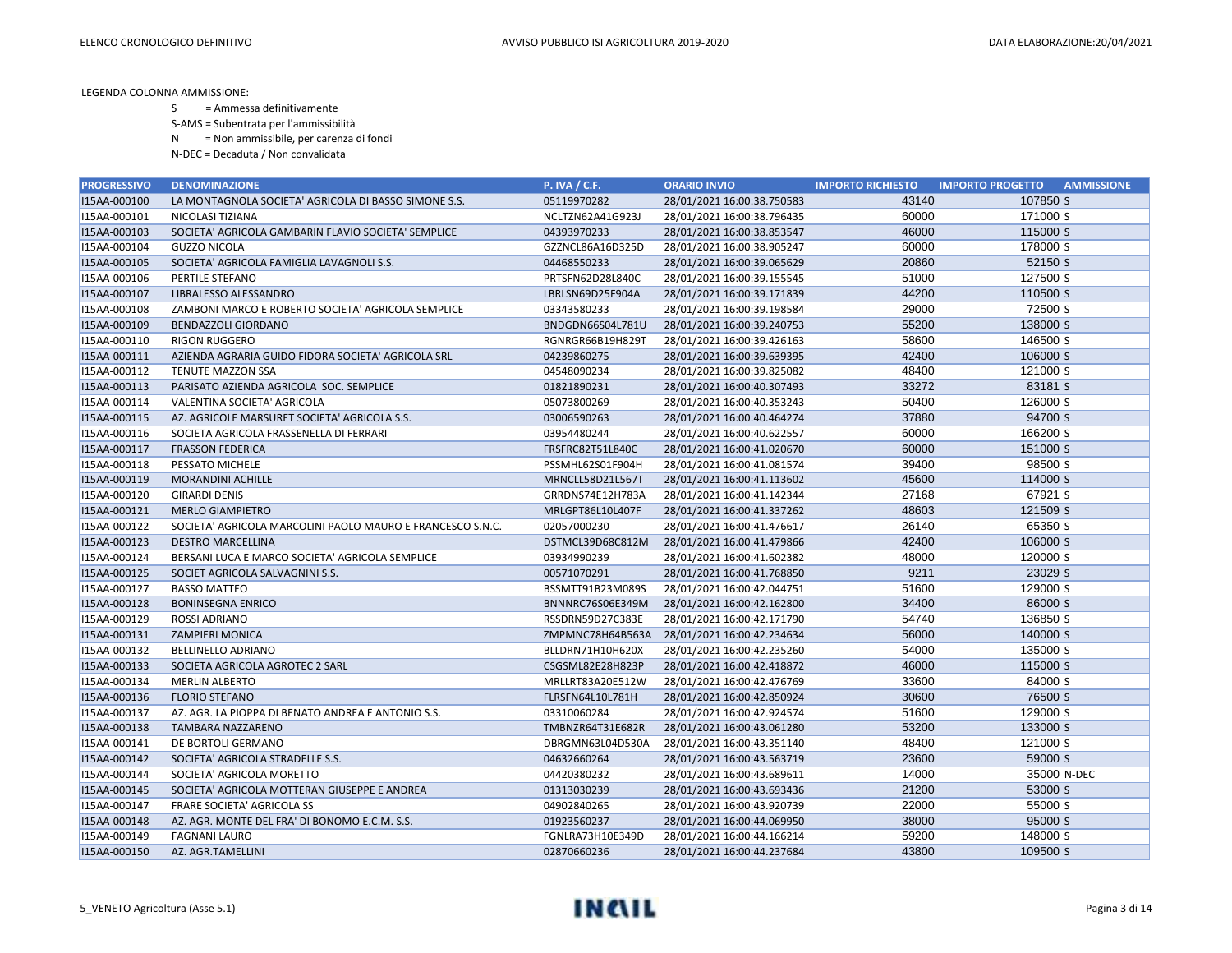LEGENDA COLONNA AMMISSIONE:

S = Ammessa definitivamente

S-AMS = Subentrata per l'ammissibilità

N = Non ammissibile, per carenza di fondi

N-DEC = Decaduta / Non convalidata

| PROGRESSIVO | DENOMINAZIONE | P. IVA / C.F. | ORARIO INVIO | IMPORTO RICHIESTO | IMPORTO PROGETTO | AMMISSIONE |
|---|---|---|---|---|---|---|
| I15AA-000100 | LA MONTAGNOLA SOCIETA' AGRICOLA DI BASSO SIMONE S.S. | 05119970282 | 28/01/2021 16:00:38.750583 | 43140 | 107850 | S |
| I15AA-000101 | NICOLASI TIZIANA | NCLTZN62A41G923J | 28/01/2021 16:00:38.796435 | 60000 | 171000 | S |
| I15AA-000103 | SOCIETA' AGRICOLA GAMBARIN FLAVIO SOCIETA' SEMPLICE | 04393970233 | 28/01/2021 16:00:38.853547 | 46000 | 115000 | S |
| I15AA-000104 | GUZZO NICOLA | GZZNCL86A16D325D | 28/01/2021 16:00:38.905247 | 60000 | 178000 | S |
| I15AA-000105 | SOCIETA' AGRICOLA FAMIGLIA LAVAGNOLI S.S. | 04468550233 | 28/01/2021 16:00:39.065629 | 20860 | 52150 | S |
| I15AA-000106 | PERTILE STEFANO | PRTSFN62D28L840C | 28/01/2021 16:00:39.155545 | 51000 | 127500 | S |
| I15AA-000107 | LIBRALESSO ALESSANDRO | LBRLSN69D25F904A | 28/01/2021 16:00:39.171839 | 44200 | 110500 | S |
| I15AA-000108 | ZAMBONI MARCO E ROBERTO SOCIETA' AGRICOLA SEMPLICE | 03343580233 | 28/01/2021 16:00:39.198584 | 29000 | 72500 | S |
| I15AA-000109 | BENDAZZOLI GIORDANO | BNDGDN66S04L781U | 28/01/2021 16:00:39.240753 | 55200 | 138000 | S |
| I15AA-000110 | RIGON RUGGERO | RGNRGR66B19H829T | 28/01/2021 16:00:39.426163 | 58600 | 146500 | S |
| I15AA-000111 | AZIENDA AGRARIA GUIDO FIDORA SOCIETA' AGRICOLA SRL | 04239860275 | 28/01/2021 16:00:39.639395 | 42400 | 106000 | S |
| I15AA-000112 | TENUTE MAZZON SSA | 04548090234 | 28/01/2021 16:00:39.825082 | 48400 | 121000 | S |
| I15AA-000113 | PARISATO AZIENDA AGRICOLA SOC. SEMPLICE | 01821890231 | 28/01/2021 16:00:40.307493 | 33272 | 83181 | S |
| I15AA-000114 | VALENTINA SOCIETA' AGRICOLA | 05073800269 | 28/01/2021 16:00:40.353243 | 50400 | 126000 | S |
| I15AA-000115 | AZ. AGRICOLE MARSURET SOCIETA' AGRICOLA S.S. | 03006590263 | 28/01/2021 16:00:40.464274 | 37880 | 94700 | S |
| I15AA-000116 | SOCIETA AGRICOLA FRASSENELLA DI FERRARI | 03954480244 | 28/01/2021 16:00:40.622557 | 60000 | 166200 | S |
| I15AA-000117 | FRASSON FEDERICA | FRSFRC82T51L840C | 28/01/2021 16:00:41.020670 | 60000 | 151000 | S |
| I15AA-000118 | PESSATO MICHELE | PSSMHL62S01F904H | 28/01/2021 16:00:41.081574 | 39400 | 98500 | S |
| I15AA-000119 | MORANDINI ACHILLE | MRNCLL58D21L567T | 28/01/2021 16:00:41.113602 | 45600 | 114000 | S |
| I15AA-000120 | GIRARDI DENIS | GRRDNS74E12H783A | 28/01/2021 16:00:41.142344 | 27168 | 67921 | S |
| I15AA-000121 | MERLO GIAMPIETRO | MRLGPT86L10L407F | 28/01/2021 16:00:41.337262 | 48603 | 121509 | S |
| I15AA-000122 | SOCIETA' AGRICOLA MARCOLINI PAOLO MAURO E FRANCESCO S.N.C. | 02057000230 | 28/01/2021 16:00:41.476617 | 26140 | 65350 | S |
| I15AA-000123 | DESTRO MARCELLINA | DSTMCL39D68C812M | 28/01/2021 16:00:41.479866 | 42400 | 106000 | S |
| I15AA-000124 | BERSANI LUCA E MARCO SOCIETA' AGRICOLA SEMPLICE | 03934990239 | 28/01/2021 16:00:41.602382 | 48000 | 120000 | S |
| I15AA-000125 | SOCIET AGRICOLA SALVAGNINI S.S. | 00571070291 | 28/01/2021 16:00:41.768850 | 9211 | 23029 | S |
| I15AA-000127 | BASSO MATTEO | BSSMTT91B23M089S | 28/01/2021 16:00:42.044751 | 51600 | 129000 | S |
| I15AA-000128 | BONINSEGNA ENRICO | BNNNRC76S06E349M | 28/01/2021 16:00:42.162800 | 34400 | 86000 | S |
| I15AA-000129 | ROSSI ADRIANO | RSSDRN59D27C383E | 28/01/2021 16:00:42.171790 | 54740 | 136850 | S |
| I15AA-000131 | ZAMPIERI MONICA | ZMPMNC78H64B563A | 28/01/2021 16:00:42.234634 | 56000 | 140000 | S |
| I15AA-000132 | BELLINELLO ADRIANO | BLLDRN71H10H620X | 28/01/2021 16:00:42.235260 | 54000 | 135000 | S |
| I15AA-000133 | SOCIETA AGRICOLA AGROTEC 2 SARL | CSGSML82E28H823P | 28/01/2021 16:00:42.418872 | 46000 | 115000 | S |
| I15AA-000134 | MERLIN ALBERTO | MRLLRT83A20E512W | 28/01/2021 16:00:42.476769 | 33600 | 84000 | S |
| I15AA-000136 | FLORIO STEFANO | FLRSFN64L10L781H | 28/01/2021 16:00:42.850924 | 30600 | 76500 | S |
| I15AA-000137 | AZ. AGR. LA PIOPPA DI BENATO ANDREA E ANTONIO S.S. | 03310060284 | 28/01/2021 16:00:42.924574 | 51600 | 129000 | S |
| I15AA-000138 | TAMBARA NAZZARENO | TMBNZR64T31E682R | 28/01/2021 16:00:43.061280 | 53200 | 133000 | S |
| I15AA-000141 | DE BORTOLI GERMANO | DBRGMN63L04D530A | 28/01/2021 16:00:43.351140 | 48400 | 121000 | S |
| I15AA-000142 | SOCIETA' AGRICOLA STRADELLE S.S. | 04632660264 | 28/01/2021 16:00:43.563719 | 23600 | 59000 | S |
| I15AA-000144 | SOCIETA' AGRICOLA MORETTO | 04420380232 | 28/01/2021 16:00:43.689611 | 14000 | 35000 | N-DEC |
| I15AA-000145 | SOCIETA' AGRICOLA MOTTERAN GIUSEPPE E ANDREA | 01313030239 | 28/01/2021 16:00:43.693436 | 21200 | 53000 | S |
| I15AA-000147 | FRARE SOCIETA' AGRICOLA SS | 04902840265 | 28/01/2021 16:00:43.920739 | 22000 | 55000 | S |
| I15AA-000148 | AZ. AGR. MONTE DEL FRA' DI BONOMO E.C.M. S.S. | 01923560237 | 28/01/2021 16:00:44.069950 | 38000 | 95000 | S |
| I15AA-000149 | FAGNANI LAURO | FGNLRA73H10E349D | 28/01/2021 16:00:44.166214 | 59200 | 148000 | S |
| I15AA-000150 | AZ. AGR.TAMELLINI | 02870660236 | 28/01/2021 16:00:44.237684 | 43800 | 109500 | S |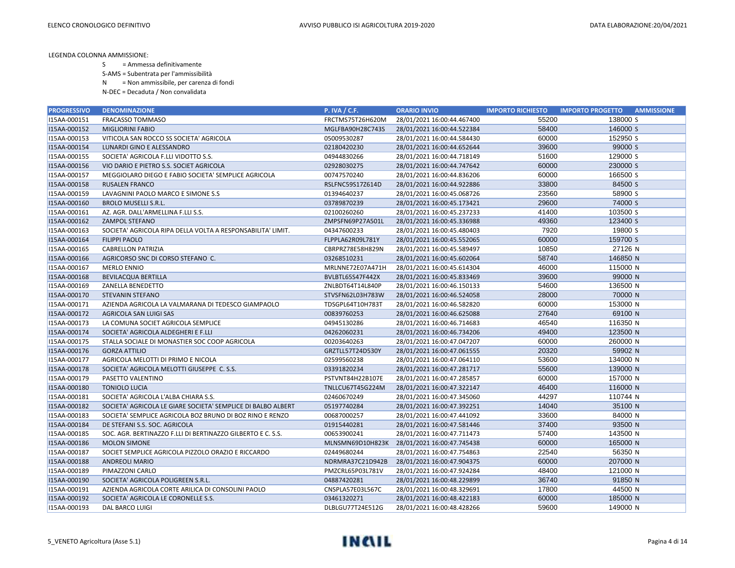LEGENDA COLONNA AMMISSIONE:

S = Ammessa definitivamente

S-AMS = Subentrata per l'ammissibilità

N = Non ammissibile, per carenza di fondi

N-DEC = Decaduta / Non convalidata

| PROGRESSIVO | DENOMINAZIONE | P. IVA / C.F. | ORARIO INVIO | IMPORTO RICHIESTO | IMPORTO PROGETTO | AMMISSIONE |
|---|---|---|---|---|---|---|
| I15AA-000151 | FRACASSO TOMMASO | FRCTMS75T26H620M | 28/01/2021 16:00:44.467400 | 55200 | 138000 | S |
| I15AA-000152 | MIGLIORINI FABIO | MGLFBA90H28C743S | 28/01/2021 16:00:44.522384 | 58400 | 146000 | S |
| I15AA-000153 | VITICOLA SAN ROCCO SS SOCIETA' AGRICOLA | 05009530287 | 28/01/2021 16:00:44.584430 | 60000 | 152950 | S |
| I15AA-000154 | LUNARDI GINO E ALESSANDRO | 02180420230 | 28/01/2021 16:00:44.652644 | 39600 | 99000 | S |
| I15AA-000155 | SOCIETA' AGRICOLA F.LLI VIDOTTO S.S. | 04944830266 | 28/01/2021 16:00:44.718149 | 51600 | 129000 | S |
| I15AA-000156 | VIO DARIO E PIETRO S.S. SOCIET AGRICOLA | 02928030275 | 28/01/2021 16:00:44.747642 | 60000 | 230000 | S |
| I15AA-000157 | MEGGIOLARO DIEGO E FABIO SOCIETA' SEMPLICE AGRICOLA | 00747570240 | 28/01/2021 16:00:44.836206 | 60000 | 166500 | S |
| I15AA-000158 | RUSALEN FRANCO | RSLFNC59S17Z614D | 28/01/2021 16:00:44.922886 | 33800 | 84500 | S |
| I15AA-000159 | LAVAGNINI PAOLO MARCO E SIMONE S.S | 01394640237 | 28/01/2021 16:00:45.068726 | 23560 | 58900 | S |
| I15AA-000160 | BROLO MUSELLI S.R.L. | 03789870239 | 28/01/2021 16:00:45.173421 | 29600 | 74000 | S |
| I15AA-000161 | AZ. AGR. DALL'ARMELLINA F.LLI S.S. | 02100260260 | 28/01/2021 16:00:45.237233 | 41400 | 103500 | S |
| I15AA-000162 | ZAMPOL STEFANO | ZMPSFN69P27A501L | 28/01/2021 16:00:45.336988 | 49360 | 123400 | S |
| I15AA-000163 | SOCIETA' AGRICOLA RIPA DELLA VOLTA A RESPONSABILITA' LIMIT. | 04347600233 | 28/01/2021 16:00:45.480403 | 7920 | 19800 | S |
| I15AA-000164 | FILIPPI PAOLO | FLPPLA62R09L781Y | 28/01/2021 16:00:45.552065 | 60000 | 159700 | S |
| I15AA-000165 | CABRELLON PATRIZIA | CBRPRZ78E58H829N | 28/01/2021 16:00:45.589497 | 10850 | 27126 | N |
| I15AA-000166 | AGRICORSO SNC DI CORSO STEFANO C. | 03268510231 | 28/01/2021 16:00:45.602064 | 58740 | 146850 | N |
| I15AA-000167 | MERLO ENNIO | MRLNNE72E07A471H | 28/01/2021 16:00:45.614304 | 46000 | 115000 | N |
| I15AA-000168 | BEVILACQUA BERTILLA | BVLBTL65S47F442X | 28/01/2021 16:00:45.833469 | 39600 | 99000 | N |
| I15AA-000169 | ZANELLA BENEDETTO | ZNLBDT64T14L840P | 28/01/2021 16:00:46.150133 | 54600 | 136500 | N |
| I15AA-000170 | STEVANIN STEFANO | STVSFN62L03H783W | 28/01/2021 16:00:46.524058 | 28000 | 70000 | N |
| I15AA-000171 | AZIENDA AGRICOLA LA VALMARANA DI TEDESCO GIAMPAOLO | TDSGPL64T10H783T | 28/01/2021 16:00:46.582820 | 60000 | 153000 | N |
| I15AA-000172 | AGRICOLA SAN LUIGI SAS | 00839760253 | 28/01/2021 16:00:46.625088 | 27640 | 69100 | N |
| I15AA-000173 | LA COMUNA SOCIET AGRICOLA SEMPLICE | 04945130286 | 28/01/2021 16:00:46.714683 | 46540 | 116350 | N |
| I15AA-000174 | SOCIETA' AGRICOLA ALDEGHERI E F.LLI | 04262060231 | 28/01/2021 16:00:46.734206 | 49400 | 123500 | N |
| I15AA-000175 | STALLA SOCIALE DI MONASTIER SOC COOP AGRICOLA | 00203640263 | 28/01/2021 16:00:47.047207 | 60000 | 260000 | N |
| I15AA-000176 | GORZA ATTILIO | GRZTLL57T24D530Y | 28/01/2021 16:00:47.061555 | 20320 | 59902 | N |
| I15AA-000177 | AGRICOLA MELOTTI DI PRIMO E NICOLA | 02599560238 | 28/01/2021 16:00:47.064110 | 53600 | 134000 | N |
| I15AA-000178 | SOCIETA' AGRICOLA MELOTTI GIUSEPPE C. S.S. | 03391820234 | 28/01/2021 16:00:47.281717 | 55600 | 139000 | N |
| I15AA-000179 | PASETTO VALENTINO | PSTVNT84H22B107E | 28/01/2021 16:00:47.285857 | 60000 | 157000 | N |
| I15AA-000180 | TONIOLO LUCIA | TNLLCU67T45G224M | 28/01/2021 16:00:47.322147 | 46400 | 116000 | N |
| I15AA-000181 | SOCIETA' AGRICOLA L'ALBA CHIARA S.S. | 02460670249 | 28/01/2021 16:00:47.345060 | 44297 | 110744 | N |
| I15AA-000182 | SOCIETA' AGRICOLA LE GIARE SOCIETA' SEMPLICE DI BALBO ALBERT | 05197740284 | 28/01/2021 16:00:47.392251 | 14040 | 35100 | N |
| I15AA-000183 | SOCIETA' SEMPLICE AGRICOLA BOZ BRUNO DI BOZ RINO E RENZO | 00687000257 | 28/01/2021 16:00:47.441092 | 33600 | 84000 | N |
| I15AA-000184 | DE STEFANI S.S. SOC. AGRICOLA | 01915440281 | 28/01/2021 16:00:47.581446 | 37400 | 93500 | N |
| I15AA-000185 | SOC. AGR. BERTINAZZO F.LLI DI BERTINAZZO GILBERTO E C. S.S. | 00653900241 | 28/01/2021 16:00:47.711473 | 57400 | 143500 | N |
| I15AA-000186 | MOLON SIMONE | MLNSMN69D10H823K | 28/01/2021 16:00:47.745438 | 60000 | 165000 | N |
| I15AA-000187 | SOCIET SEMPLICE AGRICOLA PIZZOLO ORAZIO E RICCARDO | 02449680244 | 28/01/2021 16:00:47.754863 | 22540 | 56350 | N |
| I15AA-000188 | ANDREOLI MARIO | NDRMRA37C21D942B | 28/01/2021 16:00:47.904375 | 60000 | 207000 | N |
| I15AA-000189 | PIMAZZONI CARLO | PMZCRL65P03L781V | 28/01/2021 16:00:47.924284 | 48400 | 121000 | N |
| I15AA-000190 | SOCIETA' AGRICOLA POLIGREEN S.R.L. | 04887420281 | 28/01/2021 16:00:48.229899 | 36740 | 91850 | N |
| I15AA-000191 | AZIENDA AGRICOLA CORTE ARILICA DI CONSOLINI PAOLO | CNSPLA57E03L567C | 28/01/2021 16:00:48.329691 | 17800 | 44500 | N |
| I15AA-000192 | SOCIETA' AGRICOLA LE CORONELLE S.S. | 03461320271 | 28/01/2021 16:00:48.422183 | 60000 | 185000 | N |
| I15AA-000193 | DAL BARCO LUIGI | DLBLGU77T24E512G | 28/01/2021 16:00:48.428266 | 59600 | 149000 | N |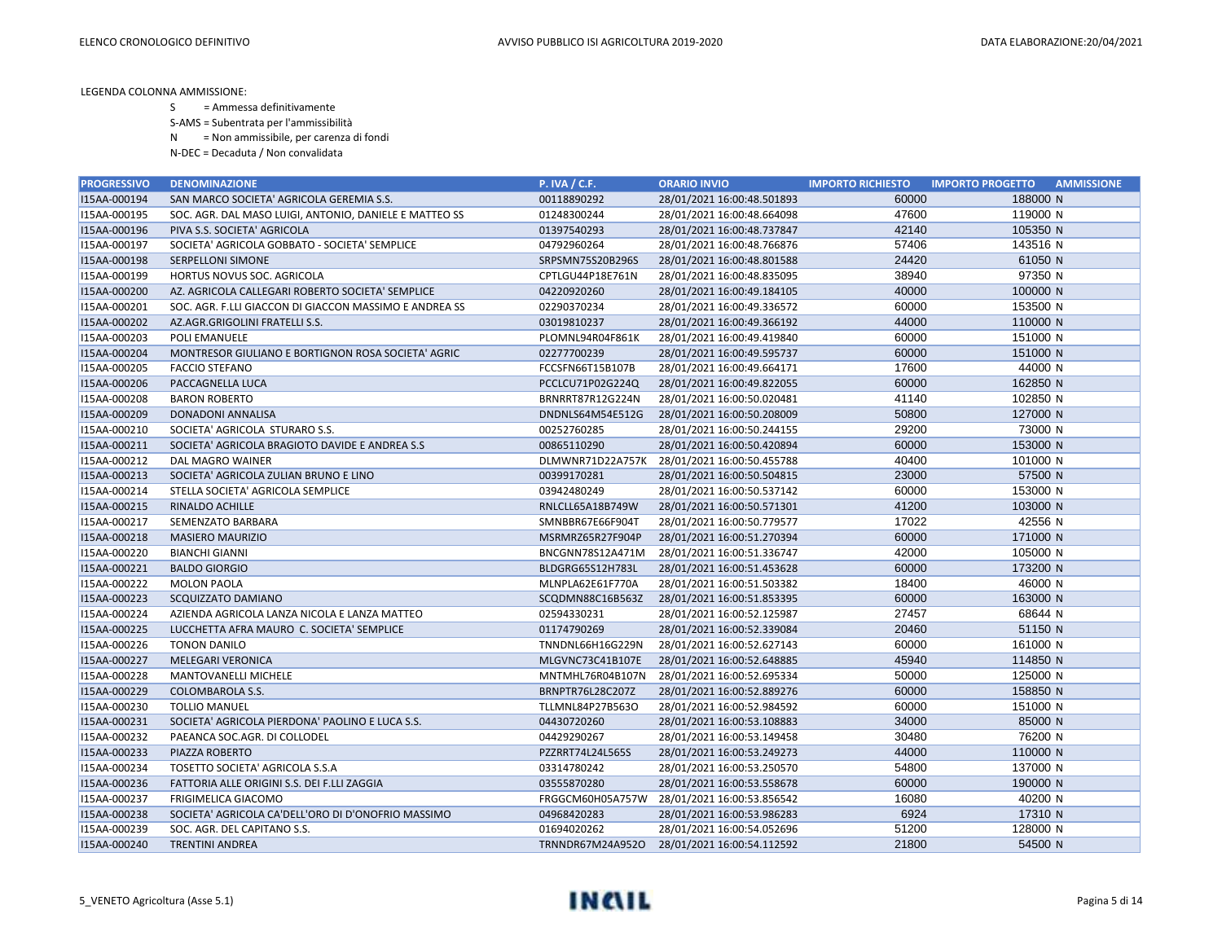LEGENDA COLONNA AMMISSIONE:

S = Ammessa definitivamente

S-AMS = Subentrata per l'ammissibilità

N = Non ammissibile, per carenza di fondi

N-DEC = Decaduta / Non convalidata

| PROGRESSIVO | DENOMINAZIONE | P. IVA / C.F. | ORARIO INVIO | IMPORTO RICHIESTO | IMPORTO PROGETTO | AMMISSIONE |
|---|---|---|---|---|---|---|
| I15AA-000194 | SAN MARCO SOCIETA' AGRICOLA GEREMIA S.S. | 00118890292 | 28/01/2021 16:00:48.501893 | 60000 | 188000 | N |
| I15AA-000195 | SOC. AGR. DAL MASO LUIGI, ANTONIO, DANIELE E MATTEO SS | 01248300244 | 28/01/2021 16:00:48.664098 | 47600 | 119000 | N |
| I15AA-000196 | PIVA S.S. SOCIETA' AGRICOLA | 01397540293 | 28/01/2021 16:00:48.737847 | 42140 | 105350 | N |
| I15AA-000197 | SOCIETA' AGRICOLA GOBBATO - SOCIETA' SEMPLICE | 04792960264 | 28/01/2021 16:00:48.766876 | 57406 | 143516 | N |
| I15AA-000198 | SERPELLONI SIMONE | SRPSMN75S20B296S | 28/01/2021 16:00:48.801588 | 24420 | 61050 | N |
| I15AA-000199 | HORTUS NOVUS SOC. AGRICOLA | CPTLGU44P18E761N | 28/01/2021 16:00:48.835095 | 38940 | 97350 | N |
| I15AA-000200 | AZ. AGRICOLA CALLEGARI ROBERTO SOCIETA' SEMPLICE | 04220920260 | 28/01/2021 16:00:49.184105 | 40000 | 100000 | N |
| I15AA-000201 | SOC. AGR. F.LLI GIACCON DI GIACCON MASSIMO E ANDREA SS | 02290370234 | 28/01/2021 16:00:49.336572 | 60000 | 153500 | N |
| I15AA-000202 | AZ.AGR.GRIGOLINI FRATELLI S.S. | 03019810237 | 28/01/2021 16:00:49.366192 | 44000 | 110000 | N |
| I15AA-000203 | POLI EMANUELE | PLOMNL94R04F861K | 28/01/2021 16:00:49.419840 | 60000 | 151000 | N |
| I15AA-000204 | MONTRESOR GIULIANO E BORTIGNON ROSA SOCIETA' AGRIC | 02277700239 | 28/01/2021 16:00:49.595737 | 60000 | 151000 | N |
| I15AA-000205 | FACCIO STEFANO | FCCSFN66T15B107B | 28/01/2021 16:00:49.664171 | 17600 | 44000 | N |
| I15AA-000206 | PACCAGNELLA LUCA | PCCLCU71P02G224Q | 28/01/2021 16:00:49.822055 | 60000 | 162850 | N |
| I15AA-000208 | BARON ROBERTO | BRNRRT87R12G224N | 28/01/2021 16:00:50.020481 | 41140 | 102850 | N |
| I15AA-000209 | DONADONI ANNALISA | DNDNLS64M54E512G | 28/01/2021 16:00:50.208009 | 50800 | 127000 | N |
| I15AA-000210 | SOCIETA' AGRICOLA STURARO S.S. | 00252760285 | 28/01/2021 16:00:50.244155 | 29200 | 73000 | N |
| I15AA-000211 | SOCIETA' AGRICOLA BRAGIOTO DAVIDE E ANDREA S.S | 00865110290 | 28/01/2021 16:00:50.420894 | 60000 | 153000 | N |
| I15AA-000212 | DAL MAGRO WAINER | DLMWNR71D22A757K | 28/01/2021 16:00:50.455788 | 40400 | 101000 | N |
| I15AA-000213 | SOCIETA' AGRICOLA ZULIAN BRUNO E LINO | 00399170281 | 28/01/2021 16:00:50.504815 | 23000 | 57500 | N |
| I15AA-000214 | STELLA SOCIETA' AGRICOLA SEMPLICE | 03942480249 | 28/01/2021 16:00:50.537142 | 60000 | 153000 | N |
| I15AA-000215 | RINALDO ACHILLE | RNLCLL65A18B749W | 28/01/2021 16:00:50.571301 | 41200 | 103000 | N |
| I15AA-000217 | SEMENZATO BARBARA | SMNBBR67E66F904T | 28/01/2021 16:00:50.779577 | 17022 | 42556 | N |
| I15AA-000218 | MASIERO MAURIZIO | MSRMRZ65R27F904P | 28/01/2021 16:00:51.270394 | 60000 | 171000 | N |
| I15AA-000220 | BIANCHI GIANNI | BNCGNN78S12A471M | 28/01/2021 16:00:51.336747 | 42000 | 105000 | N |
| I15AA-000221 | BALDO GIORGIO | BLDGRG65S12H783L | 28/01/2021 16:00:51.453628 | 60000 | 173200 | N |
| I15AA-000222 | MOLON PAOLA | MLNPLA62E61F770A | 28/01/2021 16:00:51.503382 | 18400 | 46000 | N |
| I15AA-000223 | SCQUIZZATO DAMIANO | SCQDMN88C16B563Z | 28/01/2021 16:00:51.853395 | 60000 | 163000 | N |
| I15AA-000224 | AZIENDA AGRICOLA LANZA NICOLA E LANZA MATTEO | 02594330231 | 28/01/2021 16:00:52.125987 | 27457 | 68644 | N |
| I15AA-000225 | LUCCHETTA AFRA MAURO C. SOCIETA' SEMPLICE | 01174790269 | 28/01/2021 16:00:52.339084 | 20460 | 51150 | N |
| I15AA-000226 | TONON DANILO | TNNDNL66H16G229N | 28/01/2021 16:00:52.627143 | 60000 | 161000 | N |
| I15AA-000227 | MELEGARI VERONICA | MLGVNC73C41B107E | 28/01/2021 16:00:52.648885 | 45940 | 114850 | N |
| I15AA-000228 | MANTOVANELLI MICHELE | MNTMHL76R04B107N | 28/01/2021 16:00:52.695334 | 50000 | 125000 | N |
| I15AA-000229 | COLOMBAROLA S.S. | BRNPTR76L28C207Z | 28/01/2021 16:00:52.889276 | 60000 | 158850 | N |
| I15AA-000230 | TOLLIO MANUEL | TLLMNL84P27B563O | 28/01/2021 16:00:52.984592 | 60000 | 151000 | N |
| I15AA-000231 | SOCIETA' AGRICOLA PIERDONA' PAOLINO E LUCA S.S. | 04430720260 | 28/01/2021 16:00:53.108883 | 34000 | 85000 | N |
| I15AA-000232 | PAEANCA SOC.AGR. DI COLLODEL | 04429290267 | 28/01/2021 16:00:53.149458 | 30480 | 76200 | N |
| I15AA-000233 | PIAZZA ROBERTO | PZZRRT74L24L565S | 28/01/2021 16:00:53.249273 | 44000 | 110000 | N |
| I15AA-000234 | TOSETTO SOCIETA' AGRICOLA S.S.A | 03314780242 | 28/01/2021 16:00:53.250570 | 54800 | 137000 | N |
| I15AA-000236 | FATTORIA ALLE ORIGINI S.S. DEI F.LLI ZAGGIA | 03555870280 | 28/01/2021 16:00:53.558678 | 60000 | 190000 | N |
| I15AA-000237 | FRIGIMELICA GIACOMO | FRGGCM60H05A757W | 28/01/2021 16:00:53.856542 | 16080 | 40200 | N |
| I15AA-000238 | SOCIETA' AGRICOLA CA'DELL'ORO DI D'ONOFRIO MASSIMO | 04968420283 | 28/01/2021 16:00:53.986283 | 6924 | 17310 | N |
| I15AA-000239 | SOC. AGR. DEL CAPITANO S.S. | 01694020262 | 28/01/2021 16:00:54.052696 | 51200 | 128000 | N |
| I15AA-000240 | TRENTINI ANDREA | TRNNDR67M24A952O | 28/01/2021 16:00:54.112592 | 21800 | 54500 | N |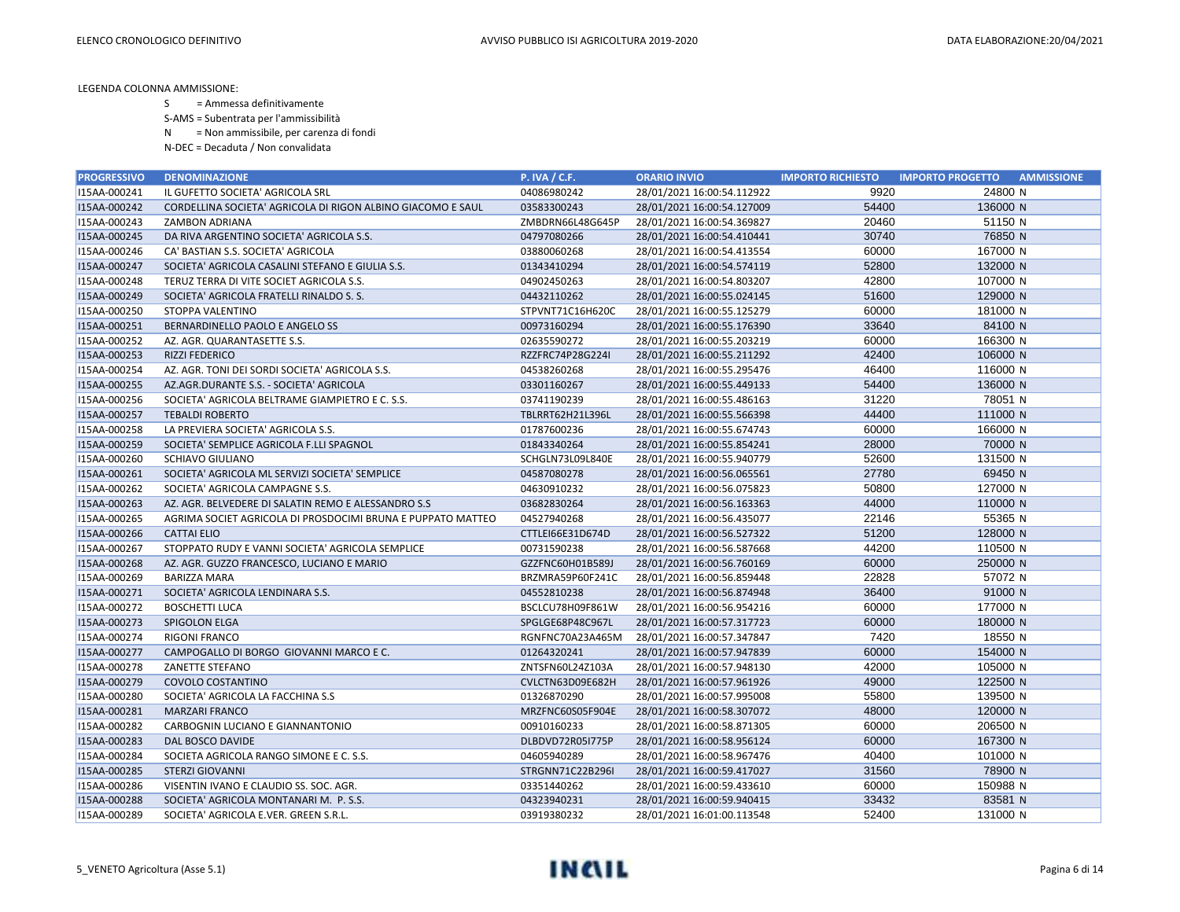LEGENDA COLONNA AMMISSIONE:

S = Ammessa definitivamente

S-AMS = Subentrata per l'ammissibilità

N = Non ammissibile, per carenza di fondi

N-DEC = Decaduta / Non convalidata

| PROGRESSIVO | DENOMINAZIONE | P. IVA / C.F. | ORARIO INVIO | IMPORTO RICHIESTO | IMPORTO PROGETTO | AMMISSIONE |
|---|---|---|---|---|---|---|
| I15AA-000241 | IL GUFETTO SOCIETA' AGRICOLA SRL | 04086980242 | 28/01/2021 16:00:54.112922 | 9920 | 24800 | N |
| I15AA-000242 | CORDELLINA SOCIETA' AGRICOLA DI RIGON ALBINO GIACOMO E SAUL | 03583300243 | 28/01/2021 16:00:54.127009 | 54400 | 136000 | N |
| I15AA-000243 | ZAMBON ADRIANA | ZMBDRN66L48G645P | 28/01/2021 16:00:54.369827 | 20460 | 51150 | N |
| I15AA-000245 | DA RIVA ARGENTINO SOCIETA' AGRICOLA S.S. | 04797080266 | 28/01/2021 16:00:54.410441 | 30740 | 76850 | N |
| I15AA-000246 | CA' BASTIAN S.S. SOCIETA' AGRICOLA | 03880060268 | 28/01/2021 16:00:54.413554 | 60000 | 167000 | N |
| I15AA-000247 | SOCIETA' AGRICOLA CASALINI STEFANO E GIULIA S.S. | 01343410294 | 28/01/2021 16:00:54.574119 | 52800 | 132000 | N |
| I15AA-000248 | TERUZ TERRA DI VITE SOCIET AGRICOLA S.S. | 04902450263 | 28/01/2021 16:00:54.803207 | 42800 | 107000 | N |
| I15AA-000249 | SOCIETA' AGRICOLA FRATELLI RINALDO S. S. | 04432110262 | 28/01/2021 16:00:55.024145 | 51600 | 129000 | N |
| I15AA-000250 | STOPPA VALENTINO | STPVNT71C16H620C | 28/01/2021 16:00:55.125279 | 60000 | 181000 | N |
| I15AA-000251 | BERNARDINELLO PAOLO E ANGELO SS | 00973160294 | 28/01/2021 16:00:55.176390 | 33640 | 84100 | N |
| I15AA-000252 | AZ. AGR. QUARANTASETTE S.S. | 02635590272 | 28/01/2021 16:00:55.203219 | 60000 | 166300 | N |
| I15AA-000253 | RIZZI FEDERICO | RZZFRC74P28G224I | 28/01/2021 16:00:55.211292 | 42400 | 106000 | N |
| I15AA-000254 | AZ. AGR. TONI DEI SORDI SOCIETA' AGRICOLA S.S. | 04538260268 | 28/01/2021 16:00:55.295476 | 46400 | 116000 | N |
| I15AA-000255 | AZ.AGR.DURANTE S.S. - SOCIETA' AGRICOLA | 03301160267 | 28/01/2021 16:00:55.449133 | 54400 | 136000 | N |
| I15AA-000256 | SOCIETA' AGRICOLA BELTRAME GIAMPIETRO E C. S.S. | 03741190239 | 28/01/2021 16:00:55.486163 | 31220 | 78051 | N |
| I15AA-000257 | TEBALDI ROBERTO | TBLRRT62H21L396L | 28/01/2021 16:00:55.566398 | 44400 | 111000 | N |
| I15AA-000258 | LA PREVIERA SOCIETA' AGRICOLA S.S. | 01787600236 | 28/01/2021 16:00:55.674743 | 60000 | 166000 | N |
| I15AA-000259 | SOCIETA' SEMPLICE AGRICOLA F.LLI SPAGNOL | 01843340264 | 28/01/2021 16:00:55.854241 | 28000 | 70000 | N |
| I15AA-000260 | SCHIAVO GIULIANO | SCHGLN73L09L840E | 28/01/2021 16:00:55.940779 | 52600 | 131500 | N |
| I15AA-000261 | SOCIETA' AGRICOLA ML SERVIZI SOCIETA' SEMPLICE | 04587080278 | 28/01/2021 16:00:56.065561 | 27780 | 69450 | N |
| I15AA-000262 | SOCIETA' AGRICOLA CAMPAGNE S.S. | 04630910232 | 28/01/2021 16:00:56.075823 | 50800 | 127000 | N |
| I15AA-000263 | AZ. AGR. BELVEDERE DI SALATIN REMO E ALESSANDRO S.S | 03682830264 | 28/01/2021 16:00:56.163363 | 44000 | 110000 | N |
| I15AA-000265 | AGRIMA SOCIET AGRICOLA DI PROSDOCIMI BRUNA E PUPPATO MATTEO | 04527940268 | 28/01/2021 16:00:56.435077 | 22146 | 55365 | N |
| I15AA-000266 | CATTAI ELIO | CTTLEI66E31D674D | 28/01/2021 16:00:56.527322 | 51200 | 128000 | N |
| I15AA-000267 | STOPPATO RUDY E VANNI SOCIETA' AGRICOLA SEMPLICE | 00731590238 | 28/01/2021 16:00:56.587668 | 44200 | 110500 | N |
| I15AA-000268 | AZ. AGR. GUZZO FRANCESCO, LUCIANO E MARIO | GZZFNC60H01B589J | 28/01/2021 16:00:56.760169 | 60000 | 250000 | N |
| I15AA-000269 | BARIZZA MARA | BRZMRA59P60F241C | 28/01/2021 16:00:56.859448 | 22828 | 57072 | N |
| I15AA-000271 | SOCIETA' AGRICOLA LENDINARA S.S. | 04552810238 | 28/01/2021 16:00:56.874948 | 36400 | 91000 | N |
| I15AA-000272 | BOSCHETTI LUCA | BSCLCU78H09F861W | 28/01/2021 16:00:56.954216 | 60000 | 177000 | N |
| I15AA-000273 | SPIGOLON ELGA | SPGLGE68P48C967L | 28/01/2021 16:00:57.317723 | 60000 | 180000 | N |
| I15AA-000274 | RIGONI FRANCO | RGNFNC70A23A465M | 28/01/2021 16:00:57.347847 | 7420 | 18550 | N |
| I15AA-000277 | CAMPOGALLO DI BORGO GIOVANNI MARCO E C. | 01264320241 | 28/01/2021 16:00:57.947839 | 60000 | 154000 | N |
| I15AA-000278 | ZANETTE STEFANO | ZNTSFN60L24Z103A | 28/01/2021 16:00:57.948130 | 42000 | 105000 | N |
| I15AA-000279 | COVOLO COSTANTINO | CVLCTN63D09E682H | 28/01/2021 16:00:57.961926 | 49000 | 122500 | N |
| I15AA-000280 | SOCIETA' AGRICOLA LA FACCHINA S.S | 01326870290 | 28/01/2021 16:00:57.995008 | 55800 | 139500 | N |
| I15AA-000281 | MARZARI FRANCO | MRZFNC60S05F904E | 28/01/2021 16:00:58.307072 | 48000 | 120000 | N |
| I15AA-000282 | CARBOGNIN LUCIANO E GIANNANTONIO | 00910160233 | 28/01/2021 16:00:58.871305 | 60000 | 206500 | N |
| I15AA-000283 | DAL BOSCO DAVIDE | DLBDVD72R05I775P | 28/01/2021 16:00:58.956124 | 60000 | 167300 | N |
| I15AA-000284 | SOCIETA AGRICOLA RANGO SIMONE E C. S.S. | 04605940289 | 28/01/2021 16:00:58.967476 | 40400 | 101000 | N |
| I15AA-000285 | STERZI GIOVANNI | STRGNN71C22B296I | 28/01/2021 16:00:59.417027 | 31560 | 78900 | N |
| I15AA-000286 | VISENTIN IVANO E CLAUDIO SS. SOC. AGR. | 03351440262 | 28/01/2021 16:00:59.433610 | 60000 | 150988 | N |
| I15AA-000288 | SOCIETA' AGRICOLA MONTANARI M. P. S.S. | 04323940231 | 28/01/2021 16:00:59.940415 | 33432 | 83581 | N |
| I15AA-000289 | SOCIETA' AGRICOLA E.VER. GREEN S.R.L. | 03919380232 | 28/01/2021 16:01:00.113548 | 52400 | 131000 | N |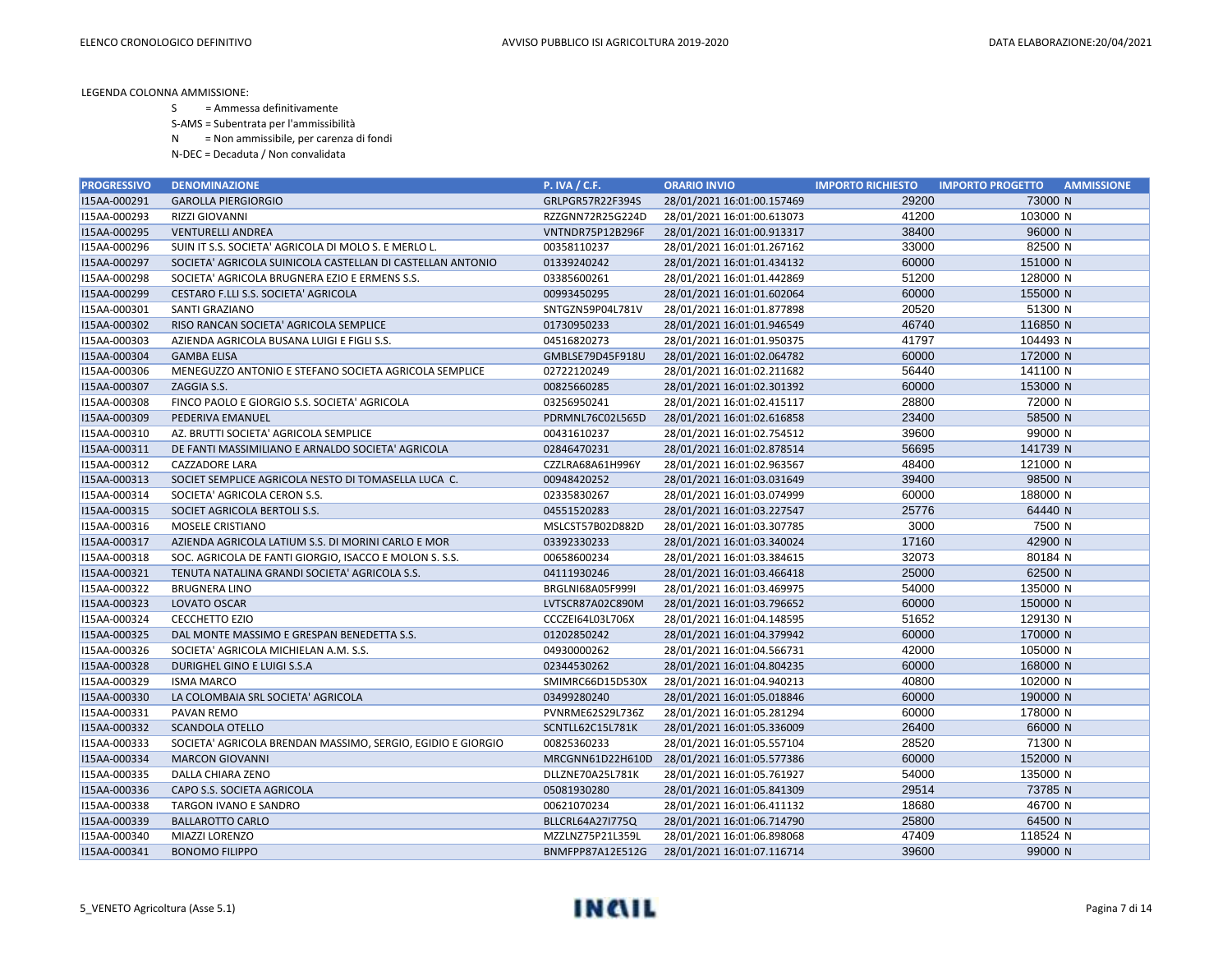LEGENDA COLONNA AMMISSIONE:

S = Ammessa definitivamente

S-AMS = Subentrata per l'ammissibilità

N = Non ammissibile, per carenza di fondi

N-DEC = Decaduta / Non convalidata

| PROGRESSIVO | DENOMINAZIONE | P. IVA / C.F. | ORARIO INVIO | IMPORTO RICHIESTO | IMPORTO PROGETTO | AMMISSIONE |
|---|---|---|---|---|---|---|
| I15AA-000291 | GAROLLA PIERGIORGIO | GRLPGR57R22F394S | 28/01/2021 16:01:00.157469 | 29200 | 73000 | N |
| I15AA-000293 | RIZZI GIOVANNI | RZZGNN72R25G224D | 28/01/2021 16:01:00.613073 | 41200 | 103000 | N |
| I15AA-000295 | VENTURELLI ANDREA | VNTNDR75P12B296F | 28/01/2021 16:01:00.913317 | 38400 | 96000 | N |
| I15AA-000296 | SUIN IT S.S. SOCIETA' AGRICOLA DI MOLO S. E MERLO L. | 00358110237 | 28/01/2021 16:01:01.267162 | 33000 | 82500 | N |
| I15AA-000297 | SOCIETA' AGRICOLA SUINICOLA CASTELLAN DI CASTELLAN ANTONIO | 01339240242 | 28/01/2021 16:01:01.434132 | 60000 | 151000 | N |
| I15AA-000298 | SOCIETA' AGRICOLA BRUGNERA EZIO E ERMENS S.S. | 03385600261 | 28/01/2021 16:01:01.442869 | 51200 | 128000 | N |
| I15AA-000299 | CESTARO F.LLI S.S. SOCIETA' AGRICOLA | 00993450295 | 28/01/2021 16:01:01.602064 | 60000 | 155000 | N |
| I15AA-000301 | SANTI GRAZIANO | SNTGZN59P04L781V | 28/01/2021 16:01:01.877898 | 20520 | 51300 | N |
| I15AA-000302 | RISO RANCAN SOCIETA' AGRICOLA SEMPLICE | 01730950233 | 28/01/2021 16:01:01.946549 | 46740 | 116850 | N |
| I15AA-000303 | AZIENDA AGRICOLA BUSANA LUIGI E FIGLI S.S. | 04516820273 | 28/01/2021 16:01:01.950375 | 41797 | 104493 | N |
| I15AA-000304 | GAMBA ELISA | GMBLSE79D45F918U | 28/01/2021 16:01:02.064782 | 60000 | 172000 | N |
| I15AA-000306 | MENEGUZZO ANTONIO E STEFANO SOCIETA AGRICOLA SEMPLICE | 02722120249 | 28/01/2021 16:01:02.211682 | 56440 | 141100 | N |
| I15AA-000307 | ZAGGIA S.S. | 00825660285 | 28/01/2021 16:01:02.301392 | 60000 | 153000 | N |
| I15AA-000308 | FINCO PAOLO E GIORGIO S.S. SOCIETA' AGRICOLA | 03256950241 | 28/01/2021 16:01:02.415117 | 28800 | 72000 | N |
| I15AA-000309 | PEDERIVA EMANUEL | PDRMNL76C02L565D | 28/01/2021 16:01:02.616858 | 23400 | 58500 | N |
| I15AA-000310 | AZ. BRUTTI SOCIETA' AGRICOLA SEMPLICE | 00431610237 | 28/01/2021 16:01:02.754512 | 39600 | 99000 | N |
| I15AA-000311 | DE FANTI MASSIMILIANO E ARNALDO SOCIETA' AGRICOLA | 02846470231 | 28/01/2021 16:01:02.878514 | 56695 | 141739 | N |
| I15AA-000312 | CAZZADORE LARA | CZZLRA68A61H996Y | 28/01/2021 16:01:02.963567 | 48400 | 121000 | N |
| I15AA-000313 | SOCIET SEMPLICE AGRICOLA NESTO DI TOMASELLA LUCA C. | 00948420252 | 28/01/2021 16:01:03.031649 | 39400 | 98500 | N |
| I15AA-000314 | SOCIETA' AGRICOLA CERON S.S. | 02335830267 | 28/01/2021 16:01:03.074999 | 60000 | 188000 | N |
| I15AA-000315 | SOCIET AGRICOLA BERTOLI S.S. | 04551520283 | 28/01/2021 16:01:03.227547 | 25776 | 64440 | N |
| I15AA-000316 | MOSELE CRISTIANO | MSLCST57B02D882D | 28/01/2021 16:01:03.307785 | 3000 | 7500 | N |
| I15AA-000317 | AZIENDA AGRICOLA LATIUM S.S. DI MORINI CARLO E MOR | 03392330233 | 28/01/2021 16:01:03.340024 | 17160 | 42900 | N |
| I15AA-000318 | SOC. AGRICOLA DE FANTI GIORGIO, ISACCO E MOLON S. S.S. | 00658600234 | 28/01/2021 16:01:03.384615 | 32073 | 80184 | N |
| I15AA-000321 | TENUTA NATALINA GRANDI SOCIETA' AGRICOLA S.S. | 04111930246 | 28/01/2021 16:01:03.466418 | 25000 | 62500 | N |
| I15AA-000322 | BRUGNERA LINO | BRGLNI68A05F999I | 28/01/2021 16:01:03.469975 | 54000 | 135000 | N |
| I15AA-000323 | LOVATO OSCAR | LVTSCR87A02C890M | 28/01/2021 16:01:03.796652 | 60000 | 150000 | N |
| I15AA-000324 | CECCHETTO EZIO | CCCZEI64L03L706X | 28/01/2021 16:01:04.148595 | 51652 | 129130 | N |
| I15AA-000325 | DAL MONTE MASSIMO E GRESPAN BENEDETTA S.S. | 01202850242 | 28/01/2021 16:01:04.379942 | 60000 | 170000 | N |
| I15AA-000326 | SOCIETA' AGRICOLA MICHIELAN A.M. S.S. | 04930000262 | 28/01/2021 16:01:04.566731 | 42000 | 105000 | N |
| I15AA-000328 | DURIGHEL GINO E LUIGI S.S.A | 02344530262 | 28/01/2021 16:01:04.804235 | 60000 | 168000 | N |
| I15AA-000329 | ISMA MARCO | SMIMRC66D15D530X | 28/01/2021 16:01:04.940213 | 40800 | 102000 | N |
| I15AA-000330 | LA COLOMBAIA SRL SOCIETA' AGRICOLA | 03499280240 | 28/01/2021 16:01:05.018846 | 60000 | 190000 | N |
| I15AA-000331 | PAVAN REMO | PVNRME62S29L736Z | 28/01/2021 16:01:05.281294 | 60000 | 178000 | N |
| I15AA-000332 | SCANDOLA OTELLO | SCNTLL62C15L781K | 28/01/2021 16:01:05.336009 | 26400 | 66000 | N |
| I15AA-000333 | SOCIETA' AGRICOLA BRENDAN MASSIMO, SERGIO, EGIDIO E GIORGIO | 00825360233 | 28/01/2021 16:01:05.557104 | 28520 | 71300 | N |
| I15AA-000334 | MARCON GIOVANNI | MRCGNN61D22H610D | 28/01/2021 16:01:05.577386 | 60000 | 152000 | N |
| I15AA-000335 | DALLA CHIARA ZENO | DLLZNE70A25L781K | 28/01/2021 16:01:05.761927 | 54000 | 135000 | N |
| I15AA-000336 | CAPO S.S. SOCIETA AGRICOLA | 05081930280 | 28/01/2021 16:01:05.841309 | 29514 | 73785 | N |
| I15AA-000338 | TARGON IVANO E SANDRO | 00621070234 | 28/01/2021 16:01:06.411132 | 18680 | 46700 | N |
| I15AA-000339 | BALLAROTTO CARLO | BLLCRL64A27I775Q | 28/01/2021 16:01:06.714790 | 25800 | 64500 | N |
| I15AA-000340 | MIAZZI LORENZO | MZZLNZ75P21L359L | 28/01/2021 16:01:06.898068 | 47409 | 118524 | N |
| I15AA-000341 | BONOMO FILIPPO | BNMFPP87A12E512G | 28/01/2021 16:01:07.116714 | 39600 | 99000 | N |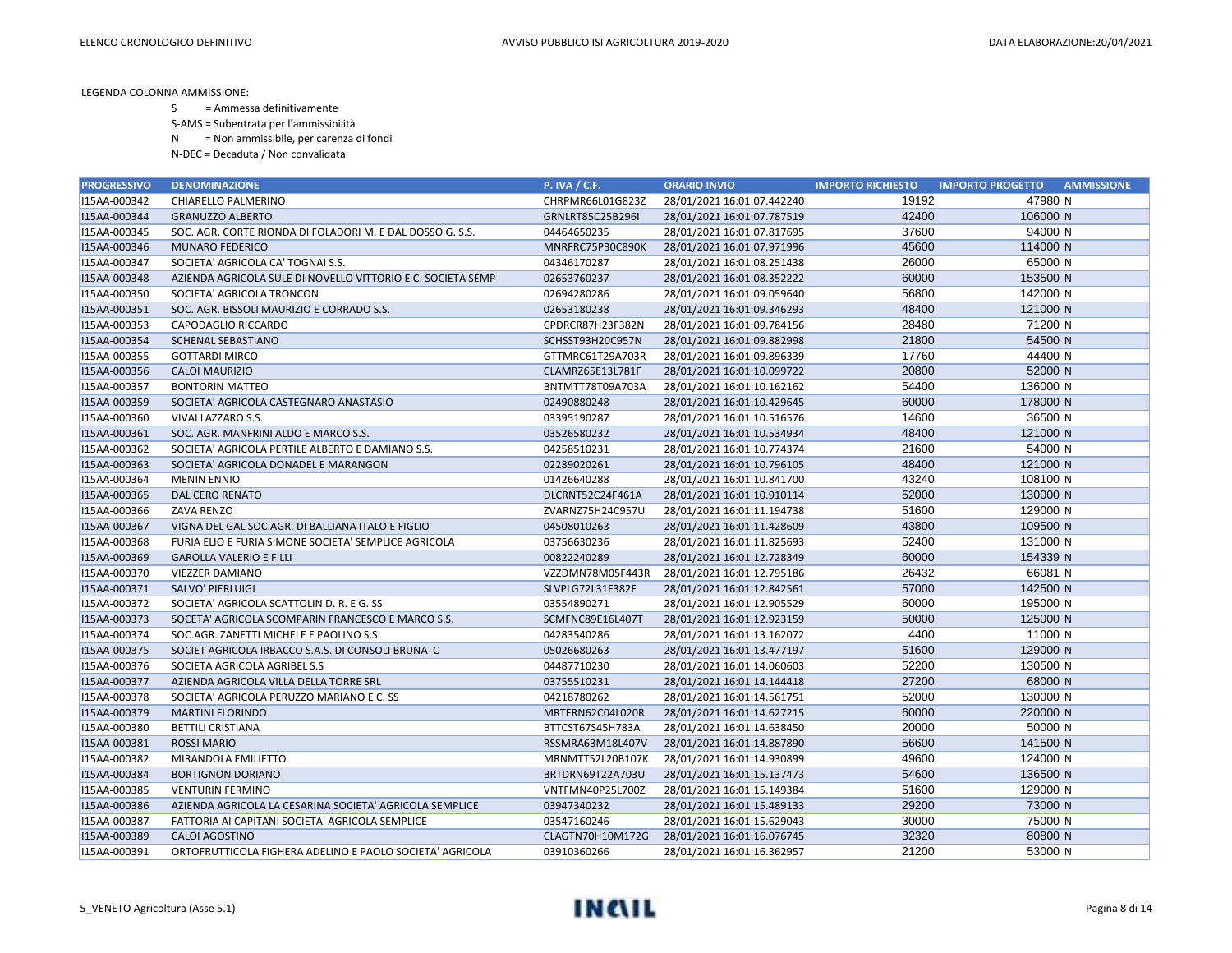LEGENDA COLONNA AMMISSIONE:

S = Ammessa definitivamente

S-AMS = Subentrata per l'ammissibilità

N = Non ammissibile, per carenza di fondi

N-DEC = Decaduta / Non convalidata

| PROGRESSIVO | DENOMINAZIONE | P. IVA / C.F. | ORARIO INVIO | IMPORTO RICHIESTO | IMPORTO PROGETTO | AMMISSIONE |
|---|---|---|---|---|---|---|
| I15AA-000342 | CHIARELLO PALMERINO | CHRPMR66L01G823Z | 28/01/2021 16:01:07.442240 | 19192 | 47980 | N |
| I15AA-000344 | GRANUZZO ALBERTO | GRNLRT85C25B296I | 28/01/2021 16:01:07.787519 | 42400 | 106000 | N |
| I15AA-000345 | SOC. AGR. CORTE RIONDA DI FOLADORI M. E DAL DOSSO G. S.S. | 04464650235 | 28/01/2021 16:01:07.817695 | 37600 | 94000 | N |
| I15AA-000346 | MUNARO FEDERICO | MNRFRC75P30C890K | 28/01/2021 16:01:07.971996 | 45600 | 114000 | N |
| I15AA-000347 | SOCIETA' AGRICOLA CA' TOGNAI S.S. | 04346170287 | 28/01/2021 16:01:08.251438 | 26000 | 65000 | N |
| I15AA-000348 | AZIENDA AGRICOLA SULE DI NOVELLO VITTORIO E C. SOCIETA SEMP | 02653760237 | 28/01/2021 16:01:08.352222 | 60000 | 153500 | N |
| I15AA-000350 | SOCIETA' AGRICOLA TRONCON | 02694280286 | 28/01/2021 16:01:09.059640 | 56800 | 142000 | N |
| I15AA-000351 | SOC. AGR. BISSOLI MAURIZIO E CORRADO S.S. | 02653180238 | 28/01/2021 16:01:09.346293 | 48400 | 121000 | N |
| I15AA-000353 | CAPODAGLIO RICCARDO | CPDRCR87H23F382N | 28/01/2021 16:01:09.784156 | 28480 | 71200 | N |
| I15AA-000354 | SCHENAL SEBASTIANO | SCHSST93H20C957N | 28/01/2021 16:01:09.882998 | 21800 | 54500 | N |
| I15AA-000355 | GOTTARDI MIRCO | GTTMRC61T29A703R | 28/01/2021 16:01:09.896339 | 17760 | 44400 | N |
| I15AA-000356 | CALOI MAURIZIO | CLAMRZ65E13L781F | 28/01/2021 16:01:10.099722 | 20800 | 52000 | N |
| I15AA-000357 | BONTORIN MATTEO | BNTMTT78T09A703A | 28/01/2021 16:01:10.162162 | 54400 | 136000 | N |
| I15AA-000359 | SOCIETA' AGRICOLA CASTEGNARO ANASTASIO | 02490880248 | 28/01/2021 16:01:10.429645 | 60000 | 178000 | N |
| I15AA-000360 | VIVAI LAZZARO S.S. | 03395190287 | 28/01/2021 16:01:10.516576 | 14600 | 36500 | N |
| I15AA-000361 | SOC. AGR. MANFRINI ALDO E MARCO S.S. | 03526580232 | 28/01/2021 16:01:10.534934 | 48400 | 121000 | N |
| I15AA-000362 | SOCIETA' AGRICOLA PERTILE ALBERTO E DAMIANO S.S. | 04258510231 | 28/01/2021 16:01:10.774374 | 21600 | 54000 | N |
| I15AA-000363 | SOCIETA' AGRICOLA DONADEL E MARANGON | 02289020261 | 28/01/2021 16:01:10.796105 | 48400 | 121000 | N |
| I15AA-000364 | MENIN ENNIO | 01426640288 | 28/01/2021 16:01:10.841700 | 43240 | 108100 | N |
| I15AA-000365 | DAL CERO RENATO | DLCRNT52C24F461A | 28/01/2021 16:01:10.910114 | 52000 | 130000 | N |
| I15AA-000366 | ZAVA RENZO | ZVARNZ75H24C957U | 28/01/2021 16:01:11.194738 | 51600 | 129000 | N |
| I15AA-000367 | VIGNA DEL GAL SOC.AGR. DI BALLIANA ITALO E FIGLIO | 04508010263 | 28/01/2021 16:01:11.428609 | 43800 | 109500 | N |
| I15AA-000368 | FURIA ELIO E FURIA SIMONE SOCIETA' SEMPLICE AGRICOLA | 03756630236 | 28/01/2021 16:01:11.825693 | 52400 | 131000 | N |
| I15AA-000369 | GAROLLA VALERIO E F.LLI | 00822240289 | 28/01/2021 16:01:12.728349 | 60000 | 154339 | N |
| I15AA-000370 | VIEZZER DAMIANO | VZZDMN78M05F443R | 28/01/2021 16:01:12.795186 | 26432 | 66081 | N |
| I15AA-000371 | SALVO' PIERLUIGI | SLVPLG72L31F382F | 28/01/2021 16:01:12.842561 | 57000 | 142500 | N |
| I15AA-000372 | SOCIETA' AGRICOLA SCATTOLIN D. R. E G. SS | 03554890271 | 28/01/2021 16:01:12.905529 | 60000 | 195000 | N |
| I15AA-000373 | SOCETA' AGRICOLA SCOMPARIN FRANCESCO E MARCO S.S. | SCMFNC89E16L407T | 28/01/2021 16:01:12.923159 | 50000 | 125000 | N |
| I15AA-000374 | SOC.AGR. ZANETTI MICHELE E PAOLINO S.S. | 04283540286 | 28/01/2021 16:01:13.162072 | 4400 | 11000 | N |
| I15AA-000375 | SOCIET AGRICOLA IRBACCO S.A.S. DI CONSOLI BRUNA C | 05026680263 | 28/01/2021 16:01:13.477197 | 51600 | 129000 | N |
| I15AA-000376 | SOCIETA AGRICOLA AGRIBEL S.S | 04487710230 | 28/01/2021 16:01:14.060603 | 52200 | 130500 | N |
| I15AA-000377 | AZIENDA AGRICOLA VILLA DELLA TORRE SRL | 03755510231 | 28/01/2021 16:01:14.144418 | 27200 | 68000 | N |
| I15AA-000378 | SOCIETA' AGRICOLA PERUZZO MARIANO E C. SS | 04218780262 | 28/01/2021 16:01:14.561751 | 52000 | 130000 | N |
| I15AA-000379 | MARTINI FLORINDO | MRTFRN62C04L020R | 28/01/2021 16:01:14.627215 | 60000 | 220000 | N |
| I15AA-000380 | BETTILI CRISTIANA | BTTCST67S45H783A | 28/01/2021 16:01:14.638450 | 20000 | 50000 | N |
| I15AA-000381 | ROSSI MARIO | RSSMRA63M18L407V | 28/01/2021 16:01:14.887890 | 56600 | 141500 | N |
| I15AA-000382 | MIRANDOLA EMILIETTO | MRNMTT52L20B107K | 28/01/2021 16:01:14.930899 | 49600 | 124000 | N |
| I15AA-000384 | BORTIGNON DORIANO | BRTDRN69T22A703U | 28/01/2021 16:01:15.137473 | 54600 | 136500 | N |
| I15AA-000385 | VENTURIN FERMINO | VNTFMN40P25L700Z | 28/01/2021 16:01:15.149384 | 51600 | 129000 | N |
| I15AA-000386 | AZIENDA AGRICOLA LA CESARINA SOCIETA' AGRICOLA SEMPLICE | 03947340232 | 28/01/2021 16:01:15.489133 | 29200 | 73000 | N |
| I15AA-000387 | FATTORIA AI CAPITANI SOCIETA' AGRICOLA SEMPLICE | 03547160246 | 28/01/2021 16:01:15.629043 | 30000 | 75000 | N |
| I15AA-000389 | CALOI AGOSTINO | CLAGTN70H10M172G | 28/01/2021 16:01:16.076745 | 32320 | 80800 | N |
| I15AA-000391 | ORTOFRUTTICOLA FIGHERA ADELINO E PAOLO SOCIETA' AGRICOLA | 03910360266 | 28/01/2021 16:01:16.362957 | 21200 | 53000 | N |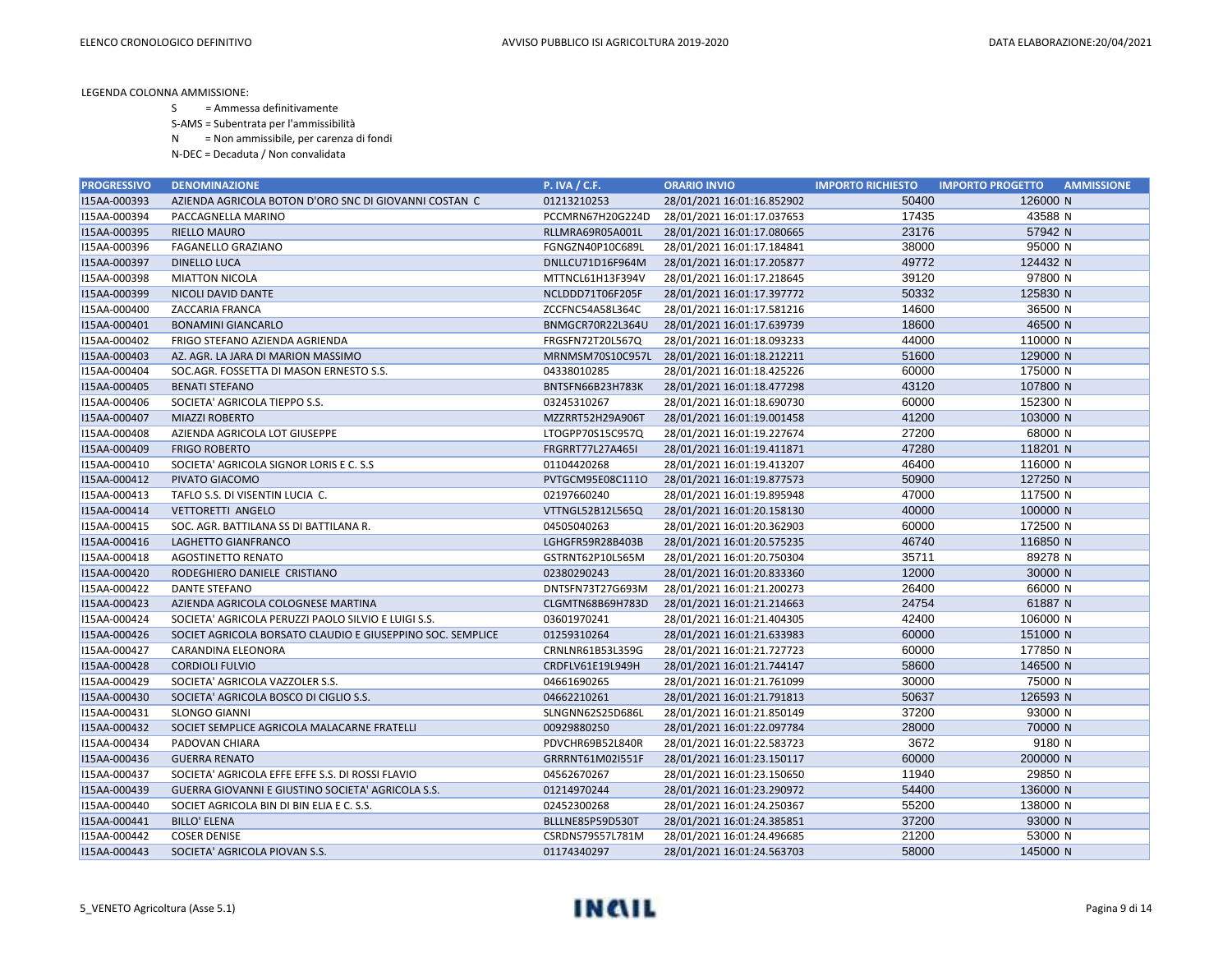LEGENDA COLONNA AMMISSIONE:

S = Ammessa definitivamente

S-AMS = Subentrata per l'ammissibilità

N = Non ammissibile, per carenza di fondi

N-DEC = Decaduta / Non convalidata

| PROGRESSIVO | DENOMINAZIONE | P. IVA / C.F. | ORARIO INVIO | IMPORTO RICHIESTO | IMPORTO PROGETTO | AMMISSIONE |
|---|---|---|---|---|---|---|
| I15AA-000393 | AZIENDA AGRICOLA BOTON D'ORO SNC DI GIOVANNI COSTAN C | 01213210253 | 28/01/2021 16:01:16.852902 | 50400 | 126000 | N |
| I15AA-000394 | PACCAGNELLA MARINO | PCCMRN67H20G224D | 28/01/2021 16:01:17.037653 | 17435 | 43588 | N |
| I15AA-000395 | RIELLO MAURO | RLLMRA69R05A001L | 28/01/2021 16:01:17.080665 | 23176 | 57942 | N |
| I15AA-000396 | FAGANELLO GRAZIANO | FGNGZN40P10C689L | 28/01/2021 16:01:17.184841 | 38000 | 95000 | N |
| I15AA-000397 | DINELLO LUCA | DNLLCU71D16F964M | 28/01/2021 16:01:17.205877 | 49772 | 124432 | N |
| I15AA-000398 | MIATTON NICOLA | MTTNCL61H13F394V | 28/01/2021 16:01:17.218645 | 39120 | 97800 | N |
| I15AA-000399 | NICOLI DAVID DANTE | NCLDDD71T06F205F | 28/01/2021 16:01:17.397772 | 50332 | 125830 | N |
| I15AA-000400 | ZACCARIA FRANCA | ZCCFNC54A58L364C | 28/01/2021 16:01:17.581216 | 14600 | 36500 | N |
| I15AA-000401 | BONAMINI GIANCARLO | BNMGCR70R22L364U | 28/01/2021 16:01:17.639739 | 18600 | 46500 | N |
| I15AA-000402 | FRIGO STEFANO AZIENDA AGRIENDA | FRGSFN72T20L567Q | 28/01/2021 16:01:18.093233 | 44000 | 110000 | N |
| I15AA-000403 | AZ. AGR. LA JARA DI MARION MASSIMO | MRNMSM70S10C957L | 28/01/2021 16:01:18.212211 | 51600 | 129000 | N |
| I15AA-000404 | SOC.AGR. FOSSETTA DI MASON ERNESTO S.S. | 04338010285 | 28/01/2021 16:01:18.425226 | 60000 | 175000 | N |
| I15AA-000405 | BENATI STEFANO | BNTSFN66B23H783K | 28/01/2021 16:01:18.477298 | 43120 | 107800 | N |
| I15AA-000406 | SOCIETA' AGRICOLA TIEPPO S.S. | 03245310267 | 28/01/2021 16:01:18.690730 | 60000 | 152300 | N |
| I15AA-000407 | MIAZZI ROBERTO | MZZRRT52H29A906T | 28/01/2021 16:01:19.001458 | 41200 | 103000 | N |
| I15AA-000408 | AZIENDA AGRICOLA LOT GIUSEPPE | LTOGPP70S15C957Q | 28/01/2021 16:01:19.227674 | 27200 | 68000 | N |
| I15AA-000409 | FRIGO ROBERTO | FRGRRT77L27A465I | 28/01/2021 16:01:19.411871 | 47280 | 118201 | N |
| I15AA-000410 | SOCIETA' AGRICOLA SIGNOR LORIS E C. S.S | 01104420268 | 28/01/2021 16:01:19.413207 | 46400 | 116000 | N |
| I15AA-000412 | PIVATO GIACOMO | PVTGCM95E08C111O | 28/01/2021 16:01:19.877573 | 50900 | 127250 | N |
| I15AA-000413 | TAFLO S.S. DI VISENTIN LUCIA C. | 02197660240 | 28/01/2021 16:01:19.895948 | 47000 | 117500 | N |
| I15AA-000414 | VETTORETTI ANGELO | VTTNGL52B12L565Q | 28/01/2021 16:01:20.158130 | 40000 | 100000 | N |
| I15AA-000415 | SOC. AGR. BATTILANA SS DI BATTILANA R. | 04505040263 | 28/01/2021 16:01:20.362903 | 60000 | 172500 | N |
| I15AA-000416 | LAGHETTO GIANFRANCO | LGHGFR59R28B403B | 28/01/2021 16:01:20.575235 | 46740 | 116850 | N |
| I15AA-000418 | AGOSTINETTO RENATO | GSTRNT62P10L565M | 28/01/2021 16:01:20.750304 | 35711 | 89278 | N |
| I15AA-000420 | RODEGHIERO DANIELE CRISTIANO | 02380290243 | 28/01/2021 16:01:20.833360 | 12000 | 30000 | N |
| I15AA-000422 | DANTE STEFANO | DNTSFN73T27G693M | 28/01/2021 16:01:21.200273 | 26400 | 66000 | N |
| I15AA-000423 | AZIENDA AGRICOLA COLOGNESE MARTINA | CLGMTN68B69H783D | 28/01/2021 16:01:21.214663 | 24754 | 61887 | N |
| I15AA-000424 | SOCIETA' AGRICOLA PERUZZI PAOLO SILVIO E LUIGI S.S. | 03601970241 | 28/01/2021 16:01:21.404305 | 42400 | 106000 | N |
| I15AA-000426 | SOCIET AGRICOLA BORSATO CLAUDIO E GIUSEPPINO SOC. SEMPLICE | 01259310264 | 28/01/2021 16:01:21.633983 | 60000 | 151000 | N |
| I15AA-000427 | CARANDINA ELEONORA | CRNLNR61B53L359G | 28/01/2021 16:01:21.727723 | 60000 | 177850 | N |
| I15AA-000428 | CORDIOLI FULVIO | CRDFLV61E19L949H | 28/01/2021 16:01:21.744147 | 58600 | 146500 | N |
| I15AA-000429 | SOCIETA' AGRICOLA VAZZOLER S.S. | 04661690265 | 28/01/2021 16:01:21.761099 | 30000 | 75000 | N |
| I15AA-000430 | SOCIETA' AGRICOLA BOSCO DI CIGLIO S.S. | 04662210261 | 28/01/2021 16:01:21.791813 | 50637 | 126593 | N |
| I15AA-000431 | SLONGO GIANNI | SLNGNN62S25D686L | 28/01/2021 16:01:21.850149 | 37200 | 93000 | N |
| I15AA-000432 | SOCIET SEMPLICE AGRICOLA MALACARNE FRATELLI | 00929880250 | 28/01/2021 16:01:22.097784 | 28000 | 70000 | N |
| I15AA-000434 | PADOVAN CHIARA | PDVCHR69B52L840R | 28/01/2021 16:01:22.583723 | 3672 | 9180 | N |
| I15AA-000436 | GUERRA RENATO | GRRRNT61M02I551F | 28/01/2021 16:01:23.150117 | 60000 | 200000 | N |
| I15AA-000437 | SOCIETA' AGRICOLA EFFE EFFE S.S. DI ROSSI FLAVIO | 04562670267 | 28/01/2021 16:01:23.150650 | 11940 | 29850 | N |
| I15AA-000439 | GUERRA GIOVANNI E GIUSTINO SOCIETA' AGRICOLA S.S. | 01214970244 | 28/01/2021 16:01:23.290972 | 54400 | 136000 | N |
| I15AA-000440 | SOCIET AGRICOLA BIN DI BIN ELIA E C. S.S. | 02452300268 | 28/01/2021 16:01:24.250367 | 55200 | 138000 | N |
| I15AA-000441 | BILLO' ELENA | BLLLNE85P59D530T | 28/01/2021 16:01:24.385851 | 37200 | 93000 | N |
| I15AA-000442 | COSER DENISE | CSRDNS79S57L781M | 28/01/2021 16:01:24.496685 | 21200 | 53000 | N |
| I15AA-000443 | SOCIETA' AGRICOLA PIOVAN S.S. | 01174340297 | 28/01/2021 16:01:24.563703 | 58000 | 145000 | N |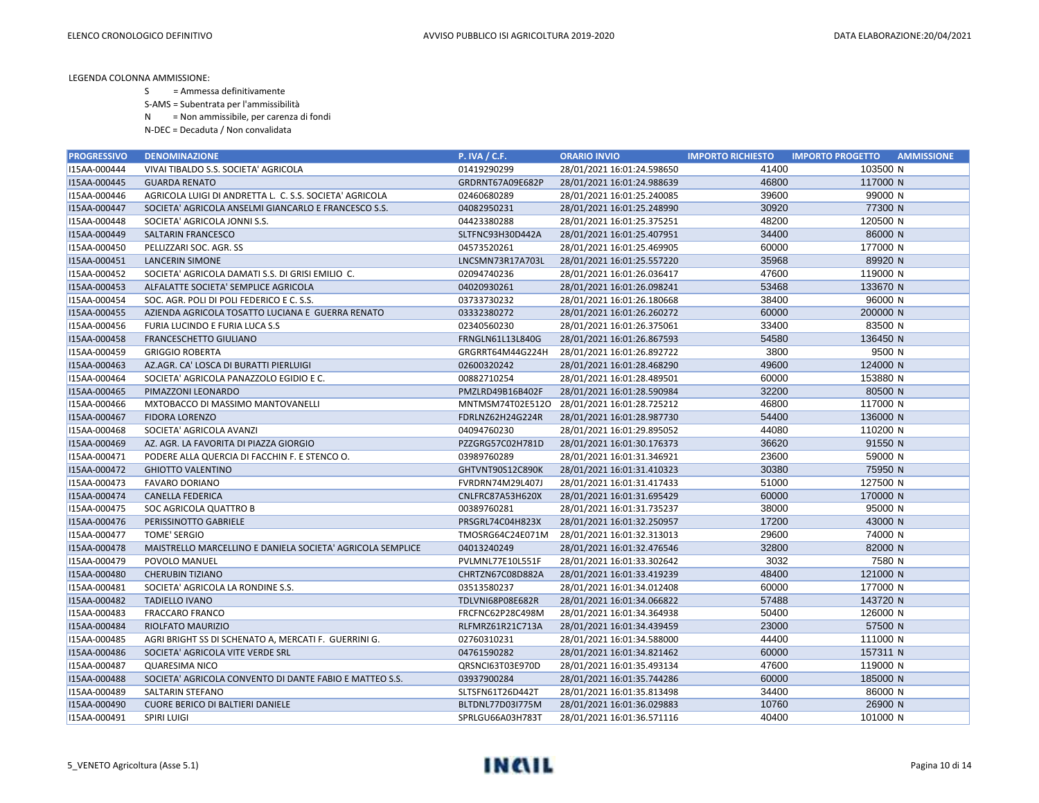LEGENDA COLONNA AMMISSIONE:

S = Ammessa definitivamente

S-AMS = Subentrata per l'ammissibilità

N = Non ammissibile, per carenza di fondi

N-DEC = Decaduta / Non convalidata

| PROGRESSIVO | DENOMINAZIONE | P. IVA / C.F. | ORARIO INVIO | IMPORTO RICHIESTO | IMPORTO PROGETTO | AMMISSIONE |
|---|---|---|---|---|---|---|
| I15AA-000444 | VIVAI TIBALDO S.S. SOCIETA' AGRICOLA | 01419290299 | 28/01/2021 16:01:24.598650 | 41400 | 103500 | N |
| I15AA-000445 | GUARDA RENATO | GRDRNT67A09E682P | 28/01/2021 16:01:24.988639 | 46800 | 117000 | N |
| I15AA-000446 | AGRICOLA LUIGI DI ANDRETTA L. C. S.S. SOCIETA' AGRICOLA | 02460680289 | 28/01/2021 16:01:25.240085 | 39600 | 99000 | N |
| I15AA-000447 | SOCIETA' AGRICOLA ANSELMI GIANCARLO E FRANCESCO S.S. | 04082950231 | 28/01/2021 16:01:25.248990 | 30920 | 77300 | N |
| I15AA-000448 | SOCIETA' AGRICOLA JONNI S.S. | 04423380288 | 28/01/2021 16:01:25.375251 | 48200 | 120500 | N |
| I15AA-000449 | SALTARIN FRANCESCO | SLTFNC93H30D442A | 28/01/2021 16:01:25.407951 | 34400 | 86000 | N |
| I15AA-000450 | PELLIZZARI SOC. AGR. SS | 04573520261 | 28/01/2021 16:01:25.469905 | 60000 | 177000 | N |
| I15AA-000451 | LANCERIN SIMONE | LNCSMN73R17A703L | 28/01/2021 16:01:25.557220 | 35968 | 89920 | N |
| I15AA-000452 | SOCIETA' AGRICOLA DAMATI S.S. DI GRISI EMILIO C. | 02094740236 | 28/01/2021 16:01:26.036417 | 47600 | 119000 | N |
| I15AA-000453 | ALFALATTE SOCIETA' SEMPLICE AGRICOLA | 04020930261 | 28/01/2021 16:01:26.098241 | 53468 | 133670 | N |
| I15AA-000454 | SOC. AGR. POLI DI POLI FEDERICO E C. S.S. | 03733730232 | 28/01/2021 16:01:26.180668 | 38400 | 96000 | N |
| I15AA-000455 | AZIENDA AGRICOLA TOSATTO LUCIANA E GUERRA RENATO | 03332380272 | 28/01/2021 16:01:26.260272 | 60000 | 200000 | N |
| I15AA-000456 | FURIA LUCINDO E FURIA LUCA S.S | 02340560230 | 28/01/2021 16:01:26.375061 | 33400 | 83500 | N |
| I15AA-000458 | FRANCESCHETTO GIULIANO | FRNGLN61L13L840G | 28/01/2021 16:01:26.867593 | 54580 | 136450 | N |
| I15AA-000459 | GRIGGIO ROBERTA | GRGRRT64M44G224H | 28/01/2021 16:01:26.892722 | 3800 | 9500 | N |
| I15AA-000463 | AZ.AGR. CA' LOSCA DI BURATTI PIERLUIGI | 02600320242 | 28/01/2021 16:01:28.468290 | 49600 | 124000 | N |
| I15AA-000464 | SOCIETA' AGRICOLA PANAZZOLO EGIDIO E C. | 00882710254 | 28/01/2021 16:01:28.489501 | 60000 | 153880 | N |
| I15AA-000465 | PIMAZZONI LEONARDO | PMZLRD49B16B402F | 28/01/2021 16:01:28.590984 | 32200 | 80500 | N |
| I15AA-000466 | MXTOBACCO DI MASSIMO MANTOVANELLI | MNTMSM74T02E512O | 28/01/2021 16:01:28.725212 | 46800 | 117000 | N |
| I15AA-000467 | FIDORA LORENZO | FDRLNZ62H24G224R | 28/01/2021 16:01:28.987730 | 54400 | 136000 | N |
| I15AA-000468 | SOCIETA' AGRICOLA AVANZI | 04094760230 | 28/01/2021 16:01:29.895052 | 44080 | 110200 | N |
| I15AA-000469 | AZ. AGR. LA FAVORITA DI PIAZZA GIORGIO | PZZGRG57C02H781D | 28/01/2021 16:01:30.176373 | 36620 | 91550 | N |
| I15AA-000471 | PODERE ALLA QUERCIA DI FACCHIN F. E STENCO O. | 03989760289 | 28/01/2021 16:01:31.346921 | 23600 | 59000 | N |
| I15AA-000472 | GHIOTTO VALENTINO | GHTVNT90S12C890K | 28/01/2021 16:01:31.410323 | 30380 | 75950 | N |
| I15AA-000473 | FAVARO DORIANO | FVRDRN74M29L407J | 28/01/2021 16:01:31.417433 | 51000 | 127500 | N |
| I15AA-000474 | CANELLA FEDERICA | CNLFRC87A53H620X | 28/01/2021 16:01:31.695429 | 60000 | 170000 | N |
| I15AA-000475 | SOC AGRICOLA QUATTRO B | 00389760281 | 28/01/2021 16:01:31.735237 | 38000 | 95000 | N |
| I15AA-000476 | PERISSINOTTO GABRIELE | PRSGRL74C04H823X | 28/01/2021 16:01:32.250957 | 17200 | 43000 | N |
| I15AA-000477 | TOME' SERGIO | TMOSRG64C24E071M | 28/01/2021 16:01:32.313013 | 29600 | 74000 | N |
| I15AA-000478 | MAISTRELLO MARCELLINO E DANIELA SOCIETA' AGRICOLA SEMPLICE | 04013240249 | 28/01/2021 16:01:32.476546 | 32800 | 82000 | N |
| I15AA-000479 | POVOLO MANUEL | PVLMNL77E10L551F | 28/01/2021 16:01:33.302642 | 3032 | 7580 | N |
| I15AA-000480 | CHERUBIN TIZIANO | CHRTZN67C08D882A | 28/01/2021 16:01:33.419239 | 48400 | 121000 | N |
| I15AA-000481 | SOCIETA' AGRICOLA LA RONDINE S.S. | 03513580237 | 28/01/2021 16:01:34.012408 | 60000 | 177000 | N |
| I15AA-000482 | TADIELLO IVANO | TDLVNI68P08E682R | 28/01/2021 16:01:34.066822 | 57488 | 143720 | N |
| I15AA-000483 | FRACCARO FRANCO | FRCFNC62P28C498M | 28/01/2021 16:01:34.364938 | 50400 | 126000 | N |
| I15AA-000484 | RIOLFATO MAURIZIO | RLFMRZ61R21C713A | 28/01/2021 16:01:34.439459 | 23000 | 57500 | N |
| I15AA-000485 | AGRI BRIGHT SS DI SCHENATO A, MERCATI F. GUERRINI G. | 02760310231 | 28/01/2021 16:01:34.588000 | 44400 | 111000 | N |
| I15AA-000486 | SOCIETA' AGRICOLA VITE VERDE SRL | 04761590282 | 28/01/2021 16:01:34.821462 | 60000 | 157311 | N |
| I15AA-000487 | QUARESIMA NICO | QRSNCI63T03E970D | 28/01/2021 16:01:35.493134 | 47600 | 119000 | N |
| I15AA-000488 | SOCIETA' AGRICOLA CONVENTO DI DANTE FABIO E MATTEO S.S. | 03937900284 | 28/01/2021 16:01:35.744286 | 60000 | 185000 | N |
| I15AA-000489 | SALTARIN STEFANO | SLTSFN61T26D442T | 28/01/2021 16:01:35.813498 | 34400 | 86000 | N |
| I15AA-000490 | CUORE BERICO DI BALTIERI DANIELE | BLTDNL77D03I775M | 28/01/2021 16:01:36.029883 | 10760 | 26900 | N |
| I15AA-000491 | SPIRI LUIGI | SPRLGU66A03H783T | 28/01/2021 16:01:36.571116 | 40400 | 101000 | N |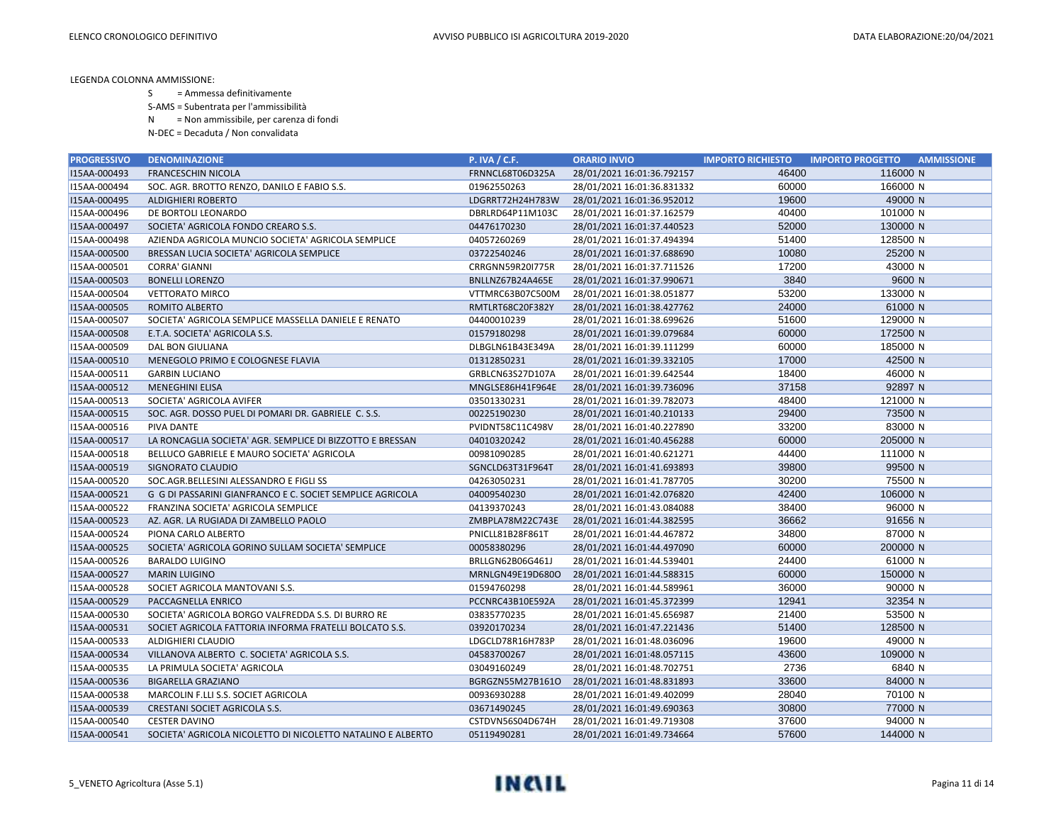LEGENDA COLONNA AMMISSIONE:

S = Ammessa definitivamente

S-AMS = Subentrata per l'ammissibilità

N = Non ammissibile, per carenza di fondi

N-DEC = Decaduta / Non convalidata

| PROGRESSIVO | DENOMINAZIONE | P. IVA / C.F. | ORARIO INVIO | IMPORTO RICHIESTO | IMPORTO PROGETTO | AMMISSIONE |
|---|---|---|---|---|---|---|
| I15AA-000493 | FRANCESCHIN NICOLA | FRNNCL68T06D325A | 28/01/2021 16:01:36.792157 | 46400 | 116000 | N |
| I15AA-000494 | SOC. AGR. BROTTO RENZO, DANILO E FABIO S.S. | 01962550263 | 28/01/2021 16:01:36.831332 | 60000 | 166000 | N |
| I15AA-000495 | ALDIGHIERI ROBERTO | LDGRRT72H24H783W | 28/01/2021 16:01:36.952012 | 19600 | 49000 | N |
| I15AA-000496 | DE BORTOLI LEONARDO | DBRLRD64P11M103C | 28/01/2021 16:01:37.162579 | 40400 | 101000 | N |
| I15AA-000497 | SOCIETA' AGRICOLA FONDO CREARO S.S. | 04476170230 | 28/01/2021 16:01:37.440523 | 52000 | 130000 | N |
| I15AA-000498 | AZIENDA AGRICOLA MUNCIO SOCIETA' AGRICOLA SEMPLICE | 04057260269 | 28/01/2021 16:01:37.494394 | 51400 | 128500 | N |
| I15AA-000500 | BRESSAN LUCIA SOCIETA' AGRICOLA SEMPLICE | 03722540246 | 28/01/2021 16:01:37.688690 | 10080 | 25200 | N |
| I15AA-000501 | CORRA' GIANNI | CRRGNN59R20I775R | 28/01/2021 16:01:37.711526 | 17200 | 43000 | N |
| I15AA-000503 | BONELLI LORENZO | BNLLNZ67B24A465E | 28/01/2021 16:01:37.990671 | 3840 | 9600 | N |
| I15AA-000504 | VETTORATO MIRCO | VTTMRC63B07C500M | 28/01/2021 16:01:38.051877 | 53200 | 133000 | N |
| I15AA-000505 | ROMITO ALBERTO | RMTLRT68C20F382Y | 28/01/2021 16:01:38.427762 | 24000 | 61000 | N |
| I15AA-000507 | SOCIETA' AGRICOLA SEMPLICE MASSELLA DANIELE E RENATO | 04400010239 | 28/01/2021 16:01:38.699626 | 51600 | 129000 | N |
| I15AA-000508 | E.T.A. SOCIETA' AGRICOLA S.S. | 01579180298 | 28/01/2021 16:01:39.079684 | 60000 | 172500 | N |
| I15AA-000509 | DAL BON GIULIANA | DLBGLN61B43E349A | 28/01/2021 16:01:39.111299 | 60000 | 185000 | N |
| I15AA-000510 | MENEGOLO PRIMO E COLOGNESE FLAVIA | 01312850231 | 28/01/2021 16:01:39.332105 | 17000 | 42500 | N |
| I15AA-000511 | GARBIN LUCIANO | GRBLCN63S27D107A | 28/01/2021 16:01:39.642544 | 18400 | 46000 | N |
| I15AA-000512 | MENEGHINI ELISA | MNGLSE86H41F964E | 28/01/2021 16:01:39.736096 | 37158 | 92897 | N |
| I15AA-000513 | SOCIETA' AGRICOLA AVIFER | 03501330231 | 28/01/2021 16:01:39.782073 | 48400 | 121000 | N |
| I15AA-000515 | SOC. AGR. DOSSO PUEL DI POMARI DR. GABRIELE C. S.S. | 00225190230 | 28/01/2021 16:01:40.210133 | 29400 | 73500 | N |
| I15AA-000516 | PIVA DANTE | PVIDNT58C11C498V | 28/01/2021 16:01:40.227890 | 33200 | 83000 | N |
| I15AA-000517 | LA RONCAGLIA SOCIETA' AGR. SEMPLICE DI BIZZOTTO E BRESSAN | 04010320242 | 28/01/2021 16:01:40.456288 | 60000 | 205000 | N |
| I15AA-000518 | BELLUCO GABRIELE E MAURO SOCIETA' AGRICOLA | 00981090285 | 28/01/2021 16:01:40.621271 | 44400 | 111000 | N |
| I15AA-000519 | SIGNORATO CLAUDIO | SGNCLD63T31F964T | 28/01/2021 16:01:41.693893 | 39800 | 99500 | N |
| I15AA-000520 | SOC.AGR.BELLESINI ALESSANDRO E FIGLI SS | 04263050231 | 28/01/2021 16:01:41.787705 | 30200 | 75500 | N |
| I15AA-000521 | G G DI PASSARINI GIANFRANCO E C. SOCIET SEMPLICE AGRICOLA | 04009540230 | 28/01/2021 16:01:42.076820 | 42400 | 106000 | N |
| I15AA-000522 | FRANZINA SOCIETA' AGRICOLA SEMPLICE | 04139370243 | 28/01/2021 16:01:43.084088 | 38400 | 96000 | N |
| I15AA-000523 | AZ. AGR. LA RUGIADA DI ZAMBELLO PAOLO | ZMBPLA78M22C743E | 28/01/2021 16:01:44.382595 | 36662 | 91656 | N |
| I15AA-000524 | PIONA CARLO ALBERTO | PNICLL81B28F861T | 28/01/2021 16:01:44.467872 | 34800 | 87000 | N |
| I15AA-000525 | SOCIETA' AGRICOLA GORINO SULLAM SOCIETA' SEMPLICE | 00058380296 | 28/01/2021 16:01:44.497090 | 60000 | 200000 | N |
| I15AA-000526 | BARALDO LUIGINO | BRLLGN62B06G461J | 28/01/2021 16:01:44.539401 | 24400 | 61000 | N |
| I15AA-000527 | MARIN LUIGINO | MRNLGN49E19D680O | 28/01/2021 16:01:44.588315 | 60000 | 150000 | N |
| I15AA-000528 | SOCIET AGRICOLA MANTOVANI S.S. | 01594760298 | 28/01/2021 16:01:44.589961 | 36000 | 90000 | N |
| I15AA-000529 | PACCAGNELLA ENRICO | PCCNRC43B10E592A | 28/01/2021 16:01:45.372399 | 12941 | 32354 | N |
| I15AA-000530 | SOCIETA' AGRICOLA BORGO VALFREDDA S.S. DI BURRO RE | 03835770235 | 28/01/2021 16:01:45.656987 | 21400 | 53500 | N |
| I15AA-000531 | SOCIET AGRICOLA FATTORIA INFORMA FRATELLI BOLCATO S.S. | 03920170234 | 28/01/2021 16:01:47.221436 | 51400 | 128500 | N |
| I15AA-000533 | ALDIGHIERI CLAUDIO | LDGCLD78R16H783P | 28/01/2021 16:01:48.036096 | 19600 | 49000 | N |
| I15AA-000534 | VILLANOVA ALBERTO C. SOCIETA' AGRICOLA S.S. | 04583700267 | 28/01/2021 16:01:48.057115 | 43600 | 109000 | N |
| I15AA-000535 | LA PRIMULA SOCIETA' AGRICOLA | 03049160249 | 28/01/2021 16:01:48.702751 | 2736 | 6840 | N |
| I15AA-000536 | BIGARELLA GRAZIANO | BGRGZN55M27B161O | 28/01/2021 16:01:48.831893 | 33600 | 84000 | N |
| I15AA-000538 | MARCOLIN F.LLI S.S. SOCIET AGRICOLA | 00936930288 | 28/01/2021 16:01:49.402099 | 28040 | 70100 | N |
| I15AA-000539 | CRESTANI SOCIET AGRICOLA S.S. | 03671490245 | 28/01/2021 16:01:49.690363 | 30800 | 77000 | N |
| I15AA-000540 | CESTER DAVINO | CSTDVN56S04D674H | 28/01/2021 16:01:49.719308 | 37600 | 94000 | N |
| I15AA-000541 | SOCIETA' AGRICOLA NICOLETTO DI NICOLETTO NATALINO E ALBERTO | 05119490281 | 28/01/2021 16:01:49.734664 | 57600 | 144000 | N |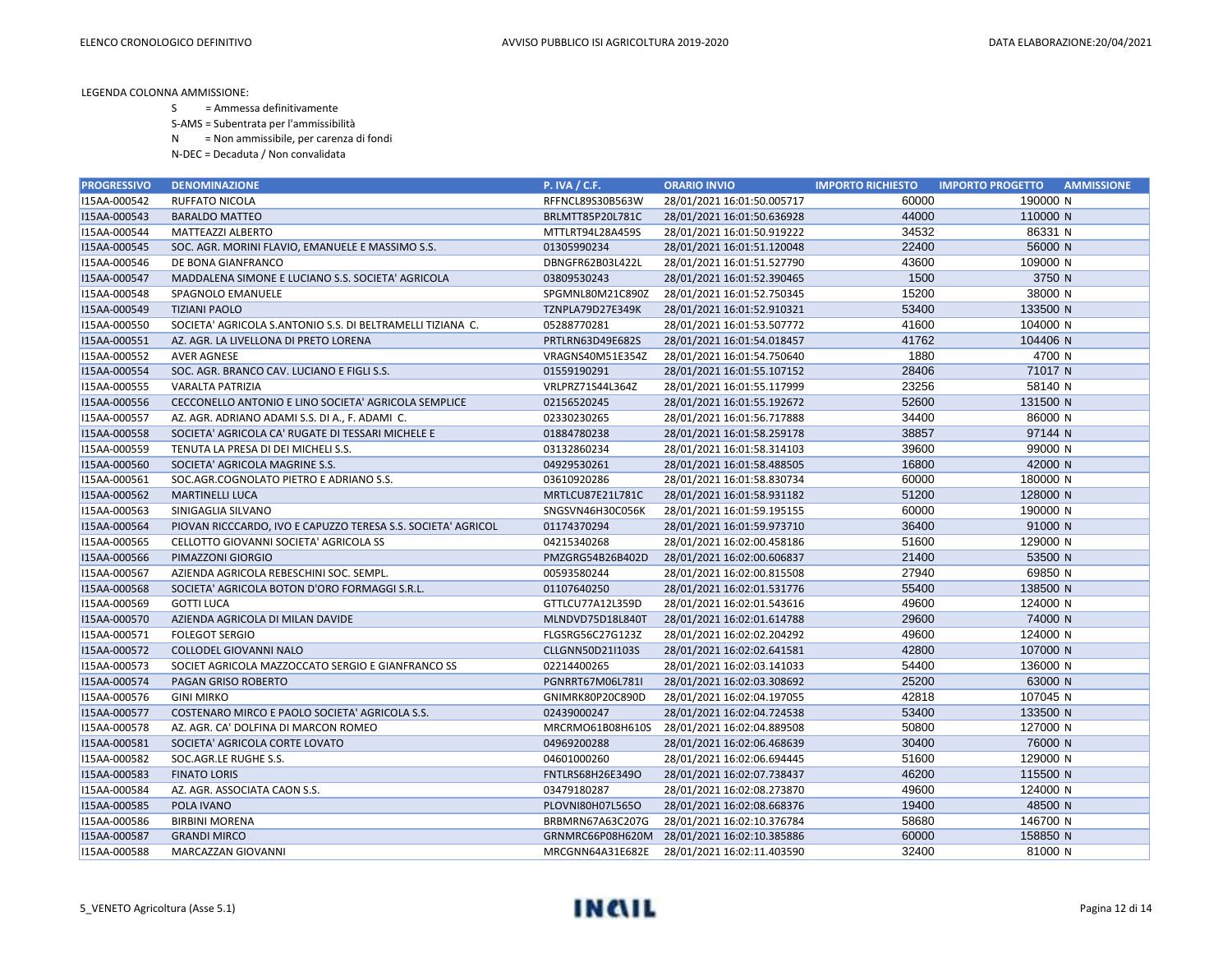LEGENDA COLONNA AMMISSIONE:

S = Ammessa definitivamente

S-AMS = Subentrata per l'ammissibilità

N = Non ammissibile, per carenza di fondi

N-DEC = Decaduta / Non convalidata

| PROGRESSIVO | DENOMINAZIONE | P. IVA / C.F. | ORARIO INVIO | IMPORTO RICHIESTO | IMPORTO PROGETTO | AMMISSIONE |
|---|---|---|---|---|---|---|
| I15AA-000542 | RUFFATO NICOLA | RFFNCL89S30B563W | 28/01/2021 16:01:50.005717 | 60000 | 190000 | N |
| I15AA-000543 | BARALDO MATTEO | BRLMTT85P20L781C | 28/01/2021 16:01:50.636928 | 44000 | 110000 | N |
| I15AA-000544 | MATTEAZZI ALBERTO | MTTLRT94L28A459S | 28/01/2021 16:01:50.919222 | 34532 | 86331 | N |
| I15AA-000545 | SOC. AGR. MORINI FLAVIO, EMANUELE E MASSIMO S.S. | 01305990234 | 28/01/2021 16:01:51.120048 | 22400 | 56000 | N |
| I15AA-000546 | DE BONA GIANFRANCO | DBNGFR62B03L422L | 28/01/2021 16:01:51.527790 | 43600 | 109000 | N |
| I15AA-000547 | MADDALENA SIMONE E LUCIANO S.S. SOCIETA' AGRICOLA | 03809530243 | 28/01/2021 16:01:52.390465 | 1500 | 3750 | N |
| I15AA-000548 | SPAGNOLO EMANUELE | SPGMNL80M21C890Z | 28/01/2021 16:01:52.750345 | 15200 | 38000 | N |
| I15AA-000549 | TIZIANI PAOLO | TZNPLA79D27E349K | 28/01/2021 16:01:52.910321 | 53400 | 133500 | N |
| I15AA-000550 | SOCIETA' AGRICOLA S.ANTONIO S.S. DI BELTRAMELLI TIZIANA C. | 05288770281 | 28/01/2021 16:01:53.507772 | 41600 | 104000 | N |
| I15AA-000551 | AZ. AGR. LA LIVELLONA DI PRETO LORENA | PRTLRN63D49E682S | 28/01/2021 16:01:54.018457 | 41762 | 104406 | N |
| I15AA-000552 | AVER AGNESE | VRAGNS40M51E354Z | 28/01/2021 16:01:54.750640 | 1880 | 4700 | N |
| I15AA-000554 | SOC. AGR. BRANCO CAV. LUCIANO E FIGLI S.S. | 01559190291 | 28/01/2021 16:01:55.107152 | 28406 | 71017 | N |
| I15AA-000555 | VARALTA PATRIZIA | VRLPRZ71S44L364Z | 28/01/2021 16:01:55.117999 | 23256 | 58140 | N |
| I15AA-000556 | CECCONELLO ANTONIO E LINO SOCIETA' AGRICOLA SEMPLICE | 02156520245 | 28/01/2021 16:01:55.192672 | 52600 | 131500 | N |
| I15AA-000557 | AZ. AGR. ADRIANO ADAMI S.S. DI A., F. ADAMI C. | 02330230265 | 28/01/2021 16:01:56.717888 | 34400 | 86000 | N |
| I15AA-000558 | SOCIETA' AGRICOLA CA' RUGATE DI TESSARI MICHELE E | 01884780238 | 28/01/2021 16:01:58.259178 | 38857 | 97144 | N |
| I15AA-000559 | TENUTA LA PRESA DI DEI MICHELI S.S. | 03132860234 | 28/01/2021 16:01:58.314103 | 39600 | 99000 | N |
| I15AA-000560 | SOCIETA' AGRICOLA MAGRINE S.S. | 04929530261 | 28/01/2021 16:01:58.488505 | 16800 | 42000 | N |
| I15AA-000561 | SOC.AGR.COGNOLATO PIETRO E ADRIANO S.S. | 03610920286 | 28/01/2021 16:01:58.830734 | 60000 | 180000 | N |
| I15AA-000562 | MARTINELLI LUCA | MRTLCU87E21L781C | 28/01/2021 16:01:58.931182 | 51200 | 128000 | N |
| I15AA-000563 | SINIGAGLIA SILVANO | SNGSVN46H30C056K | 28/01/2021 16:01:59.195155 | 60000 | 190000 | N |
| I15AA-000564 | PIOVAN RICCCARDO, IVO E CAPUZZO TERESA S.S. SOCIETA' AGRICOL | 01174370294 | 28/01/2021 16:01:59.973710 | 36400 | 91000 | N |
| I15AA-000565 | CELLOTTO GIOVANNI SOCIETA' AGRICOLA SS | 04215340268 | 28/01/2021 16:02:00.458186 | 51600 | 129000 | N |
| I15AA-000566 | PIMAZZONI GIORGIO | PMZGRG54B26B402D | 28/01/2021 16:02:00.606837 | 21400 | 53500 | N |
| I15AA-000567 | AZIENDA AGRICOLA REBESCHINI SOC. SEMPL. | 00593580244 | 28/01/2021 16:02:00.815508 | 27940 | 69850 | N |
| I15AA-000568 | SOCIETA' AGRICOLA BOTON D'ORO FORMAGGI S.R.L. | 01107640250 | 28/01/2021 16:02:01.531776 | 55400 | 138500 | N |
| I15AA-000569 | GOTTI LUCA | GTTLCU77A12L359D | 28/01/2021 16:02:01.543616 | 49600 | 124000 | N |
| I15AA-000570 | AZIENDA AGRICOLA DI MILAN DAVIDE | MLNDVD75D18L840T | 28/01/2021 16:02:01.614788 | 29600 | 74000 | N |
| I15AA-000571 | FOLEGOT SERGIO | FLGSRG56C27G123Z | 28/01/2021 16:02:02.204292 | 49600 | 124000 | N |
| I15AA-000572 | COLLODEL GIOVANNI NALO | CLLGNN50D21I103S | 28/01/2021 16:02:02.641581 | 42800 | 107000 | N |
| I15AA-000573 | SOCIET AGRICOLA MAZZOCCATO SERGIO E GIANFRANCO SS | 02214400265 | 28/01/2021 16:02:03.141033 | 54400 | 136000 | N |
| I15AA-000574 | PAGAN GRISO ROBERTO | PGNRRT67M06L781I | 28/01/2021 16:02:03.308692 | 25200 | 63000 | N |
| I15AA-000576 | GINI MIRKO | GNIMRK80P20C890D | 28/01/2021 16:02:04.197055 | 42818 | 107045 | N |
| I15AA-000577 | COSTENARO MIRCO E PAOLO SOCIETA' AGRICOLA S.S. | 02439000247 | 28/01/2021 16:02:04.724538 | 53400 | 133500 | N |
| I15AA-000578 | AZ. AGR. CA' DOLFINA DI MARCON ROMEO | MRCRMO61B08H610S | 28/01/2021 16:02:04.889508 | 50800 | 127000 | N |
| I15AA-000581 | SOCIETA' AGRICOLA CORTE LOVATO | 04969200288 | 28/01/2021 16:02:06.468639 | 30400 | 76000 | N |
| I15AA-000582 | SOC.AGR.LE RUGHE S.S. | 04601000260 | 28/01/2021 16:02:06.694445 | 51600 | 129000 | N |
| I15AA-000583 | FINATO LORIS | FNTLRS68H26E349O | 28/01/2021 16:02:07.738437 | 46200 | 115500 | N |
| I15AA-000584 | AZ. AGR. ASSOCIATA CAON S.S. | 03479180287 | 28/01/2021 16:02:08.273870 | 49600 | 124000 | N |
| I15AA-000585 | POLA IVANO | PLOVNI80H07L565O | 28/01/2021 16:02:08.668376 | 19400 | 48500 | N |
| I15AA-000586 | BIRBINI MORENA | BRBMRN67A63C207G | 28/01/2021 16:02:10.376784 | 58680 | 146700 | N |
| I15AA-000587 | GRANDI MIRCO | GRNMRC66P08H620M | 28/01/2021 16:02:10.385886 | 60000 | 158850 | N |
| I15AA-000588 | MARCAZZAN GIOVANNI | MRCGNN64A31E682E | 28/01/2021 16:02:11.403590 | 32400 | 81000 | N |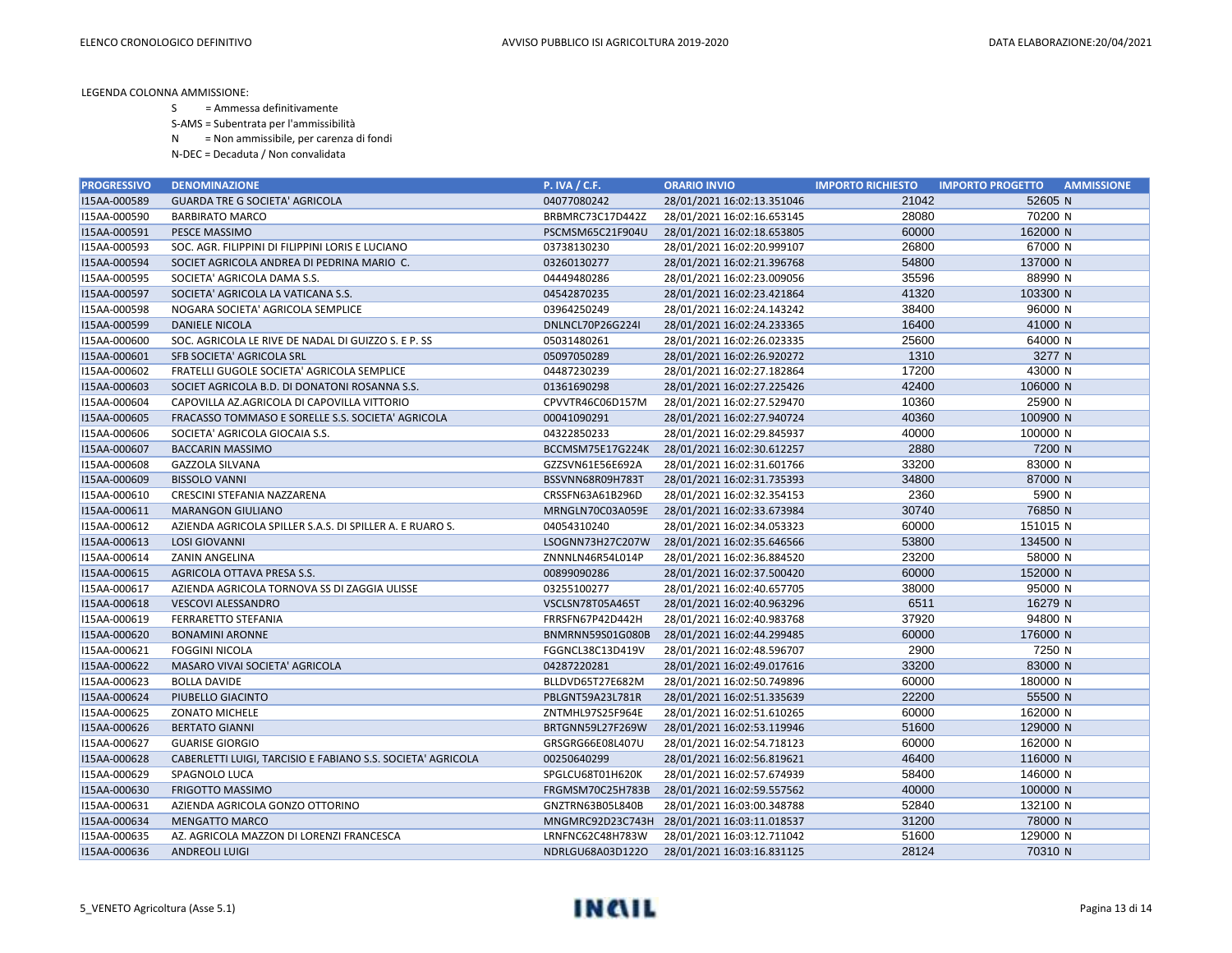LEGENDA COLONNA AMMISSIONE:

S = Ammessa definitivamente

S-AMS = Subentrata per l'ammissibilità

N = Non ammissibile, per carenza di fondi

N-DEC = Decaduta / Non convalidata

| PROGRESSIVO | DENOMINAZIONE | P. IVA / C.F. | ORARIO INVIO | IMPORTO RICHIESTO | IMPORTO PROGETTO | AMMISSIONE |
|---|---|---|---|---|---|---|
| I15AA-000589 | GUARDA TRE G SOCIETA' AGRICOLA | 04077080242 | 28/01/2021 16:02:13.351046 | 21042 | 52605 | N |
| I15AA-000590 | BARBIRATO MARCO | BRBMRC73C17D442Z | 28/01/2021 16:02:16.653145 | 28080 | 70200 | N |
| I15AA-000591 | PESCE MASSIMO | PSCMSM65C21F904U | 28/01/2021 16:02:18.653805 | 60000 | 162000 | N |
| I15AA-000593 | SOC. AGR. FILIPPINI DI FILIPPINI LORIS E LUCIANO | 03738130230 | 28/01/2021 16:02:20.999107 | 26800 | 67000 | N |
| I15AA-000594 | SOCIET AGRICOLA ANDREA DI PEDRINA MARIO C. | 03260130277 | 28/01/2021 16:02:21.396768 | 54800 | 137000 | N |
| I15AA-000595 | SOCIETA' AGRICOLA DAMA S.S. | 04449480286 | 28/01/2021 16:02:23.009056 | 35596 | 88990 | N |
| I15AA-000597 | SOCIETA' AGRICOLA LA VATICANA S.S. | 04542870235 | 28/01/2021 16:02:23.421864 | 41320 | 103300 | N |
| I15AA-000598 | NOGARA SOCIETA' AGRICOLA SEMPLICE | 03964250249 | 28/01/2021 16:02:24.143242 | 38400 | 96000 | N |
| I15AA-000599 | DANIELE NICOLA | DNLNCL70P26G224I | 28/01/2021 16:02:24.233365 | 16400 | 41000 | N |
| I15AA-000600 | SOC. AGRICOLA LE RIVE DE NADAL DI GUIZZO S. E P. SS | 05031480261 | 28/01/2021 16:02:26.023335 | 25600 | 64000 | N |
| I15AA-000601 | SFB SOCIETA' AGRICOLA SRL | 05097050289 | 28/01/2021 16:02:26.920272 | 1310 | 3277 | N |
| I15AA-000602 | FRATELLI GUGOLE SOCIETA' AGRICOLA SEMPLICE | 04487230239 | 28/01/2021 16:02:27.182864 | 17200 | 43000 | N |
| I15AA-000603 | SOCIET AGRICOLA B.D. DI DONATONI ROSANNA S.S. | 01361690298 | 28/01/2021 16:02:27.225426 | 42400 | 106000 | N |
| I15AA-000604 | CAPOVILLA AZ.AGRICOLA DI CAPOVILLA VITTORIO | CPVVTR46C06D157M | 28/01/2021 16:02:27.529470 | 10360 | 25900 | N |
| I15AA-000605 | FRACASSO TOMMASO E SORELLE S.S. SOCIETA' AGRICOLA | 00041090291 | 28/01/2021 16:02:27.940724 | 40360 | 100900 | N |
| I15AA-000606 | SOCIETA' AGRICOLA GIOCAIA S.S. | 04322850233 | 28/01/2021 16:02:29.845937 | 40000 | 100000 | N |
| I15AA-000607 | BACCARIN MASSIMO | BCCMSM75E17G224K | 28/01/2021 16:02:30.612257 | 2880 | 7200 | N |
| I15AA-000608 | GAZZOLA SILVANA | GZZSVN61E56E692A | 28/01/2021 16:02:31.601766 | 33200 | 83000 | N |
| I15AA-000609 | BISSOLO VANNI | BSSVNN68R09H783T | 28/01/2021 16:02:31.735393 | 34800 | 87000 | N |
| I15AA-000610 | CRESCINI STEFANIA NAZZARENA | CRSSFN63A61B296D | 28/01/2021 16:02:32.354153 | 2360 | 5900 | N |
| I15AA-000611 | MARANGON GIULIANO | MRNGLN70C03A059E | 28/01/2021 16:02:33.673984 | 30740 | 76850 | N |
| I15AA-000612 | AZIENDA AGRICOLA SPILLER S.A.S. DI SPILLER A. E RUARO S. | 04054310240 | 28/01/2021 16:02:34.053323 | 60000 | 151015 | N |
| I15AA-000613 | LOSI GIOVANNI | LSOGNN73H27C207W | 28/01/2021 16:02:35.646566 | 53800 | 134500 | N |
| I15AA-000614 | ZANIN ANGELINA | ZNNNLN46R54L014P | 28/01/2021 16:02:36.884520 | 23200 | 58000 | N |
| I15AA-000615 | AGRICOLA OTTAVA PRESA S.S. | 00899090286 | 28/01/2021 16:02:37.500420 | 60000 | 152000 | N |
| I15AA-000617 | AZIENDA AGRICOLA TORNOVA SS DI ZAGGIA ULISSE | 03255100277 | 28/01/2021 16:02:40.657705 | 38000 | 95000 | N |
| I15AA-000618 | VESCOVI ALESSANDRO | VSCLSN78T05A465T | 28/01/2021 16:02:40.963296 | 6511 | 16279 | N |
| I15AA-000619 | FERRARETTO STEFANIA | FRRSFN67P42D442H | 28/01/2021 16:02:40.983768 | 37920 | 94800 | N |
| I15AA-000620 | BONAMINI ARONNE | BNMRNN59S01G080B | 28/01/2021 16:02:44.299485 | 60000 | 176000 | N |
| I15AA-000621 | FOGGINI NICOLA | FGGNCL38C13D419V | 28/01/2021 16:02:48.596707 | 2900 | 7250 | N |
| I15AA-000622 | MASARO VIVAI SOCIETA' AGRICOLA | 04287220281 | 28/01/2021 16:02:49.017616 | 33200 | 83000 | N |
| I15AA-000623 | BOLLA DAVIDE | BLLDVD65T27E682M | 28/01/2021 16:02:50.749896 | 60000 | 180000 | N |
| I15AA-000624 | PIUBELLO GIACINTO | PBLGNT59A23L781R | 28/01/2021 16:02:51.335639 | 22200 | 55500 | N |
| I15AA-000625 | ZONATO MICHELE | ZNTMHL97S25F964E | 28/01/2021 16:02:51.610265 | 60000 | 162000 | N |
| I15AA-000626 | BERTATO GIANNI | BRTGNN59L27F269W | 28/01/2021 16:02:53.119946 | 51600 | 129000 | N |
| I15AA-000627 | GUARISE GIORGIO | GRSGRG66E08L407U | 28/01/2021 16:02:54.718123 | 60000 | 162000 | N |
| I15AA-000628 | CABERLETTI LUIGI, TARCISIO E FABIANO S.S. SOCIETA' AGRICOLA | 00250640299 | 28/01/2021 16:02:56.819621 | 46400 | 116000 | N |
| I15AA-000629 | SPAGNOLO LUCA | SPGLCU68T01H620K | 28/01/2021 16:02:57.674939 | 58400 | 146000 | N |
| I15AA-000630 | FRIGOTTO MASSIMO | FRGMSM70C25H783B | 28/01/2021 16:02:59.557562 | 40000 | 100000 | N |
| I15AA-000631 | AZIENDA AGRICOLA GONZO OTTORINO | GNZTRN63B05L840B | 28/01/2021 16:03:00.348788 | 52840 | 132100 | N |
| I15AA-000634 | MENGATTO MARCO | MNGMRC92D23C743H | 28/01/2021 16:03:11.018537 | 31200 | 78000 | N |
| I15AA-000635 | AZ. AGRICOLA MAZZON DI LORENZI FRANCESCA | LRNFNC62C48H783W | 28/01/2021 16:03:12.711042 | 51600 | 129000 | N |
| I15AA-000636 | ANDREOLI LUIGI | NDRLGU68A03D122O | 28/01/2021 16:03:16.831125 | 28124 | 70310 | N |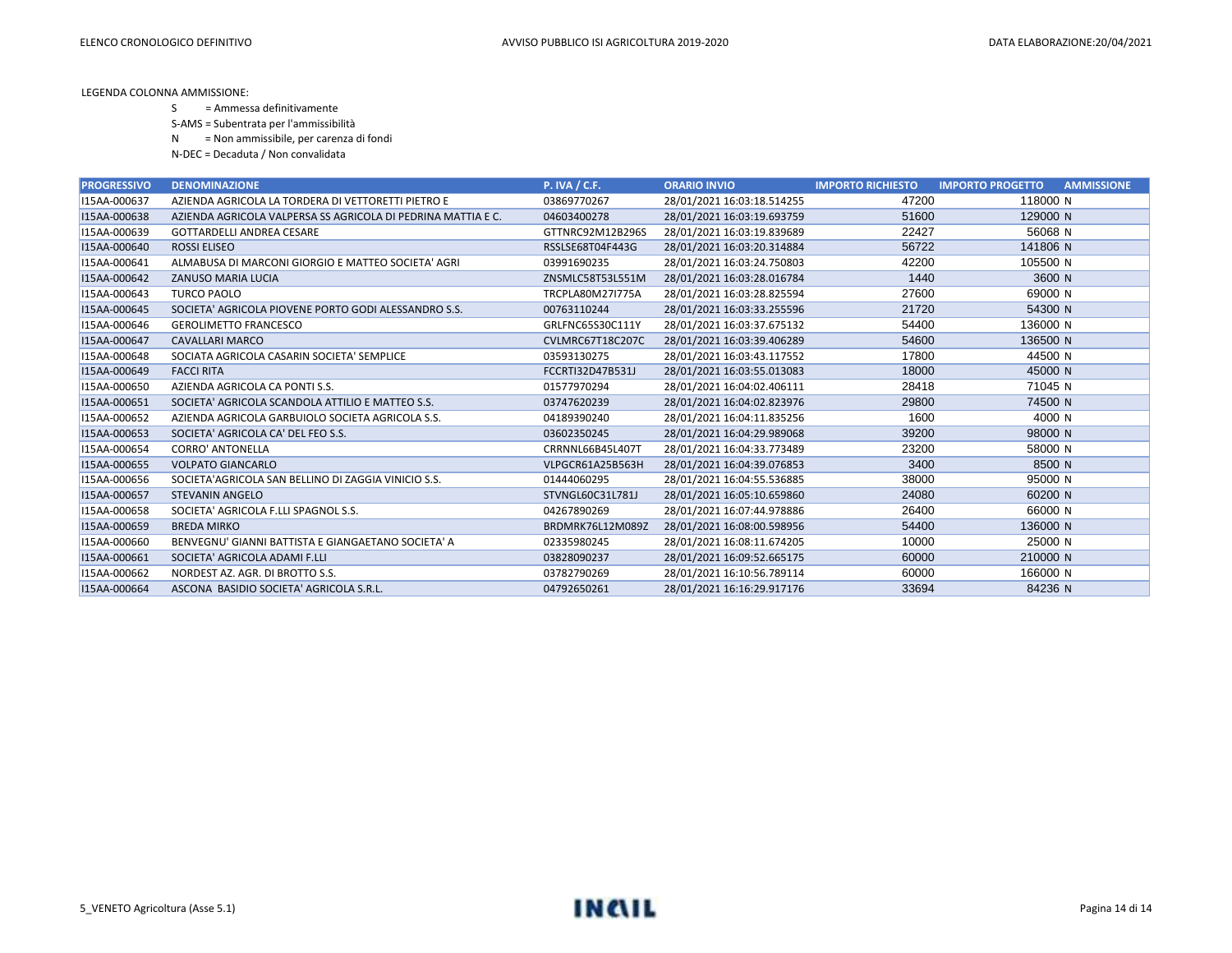LEGENDA COLONNA AMMISSIONE:

S = Ammessa definitivamente

S-AMS = Subentrata per l'ammissibilità

N = Non ammissibile, per carenza di fondi

N-DEC = Decaduta / Non convalidata

| PROGRESSIVO | DENOMINAZIONE | P. IVA / C.F. | ORARIO INVIO | IMPORTO RICHIESTO | IMPORTO PROGETTO | AMMISSIONE |
|---|---|---|---|---|---|---|
| I15AA-000637 | AZIENDA AGRICOLA LA TORDERA DI VETTORETTI PIETRO E | 03869770267 | 28/01/2021 16:03:18.514255 | 47200 | 118000 | N |
| I15AA-000638 | AZIENDA AGRICOLA VALPERSA SS AGRICOLA DI PEDRINA MATTIA E C. | 04603400278 | 28/01/2021 16:03:19.693759 | 51600 | 129000 | N |
| I15AA-000639 | GOTTARDELLI ANDREA CESARE | GTTNRC92M12B296S | 28/01/2021 16:03:19.839689 | 22427 | 56068 | N |
| I15AA-000640 | ROSSI ELISEO | RSSLSE68T04F443G | 28/01/2021 16:03:20.314884 | 56722 | 141806 | N |
| I15AA-000641 | ALMABUSA DI MARCONI GIORGIO E MATTEO SOCIETA' AGRI | 03991690235 | 28/01/2021 16:03:24.750803 | 42200 | 105500 | N |
| I15AA-000642 | ZANUSO MARIA LUCIA | ZNSMLC58T53L551M | 28/01/2021 16:03:28.016784 | 1440 | 3600 | N |
| I15AA-000643 | TURCO PAOLO | TRCPLA80M27I775A | 28/01/2021 16:03:28.825594 | 27600 | 69000 | N |
| I15AA-000645 | SOCIETA' AGRICOLA PIOVENE PORTO GODI ALESSANDRO S.S. | 00763110244 | 28/01/2021 16:03:33.255596 | 21720 | 54300 | N |
| I15AA-000646 | GEROLIMETTO FRANCESCO | GRLFNC65S30C111Y | 28/01/2021 16:03:37.675132 | 54400 | 136000 | N |
| I15AA-000647 | CAVALLARI MARCO | CVLMRC67T18C207C | 28/01/2021 16:03:39.406289 | 54600 | 136500 | N |
| I15AA-000648 | SOCIATA AGRICOLA CASARIN SOCIETA' SEMPLICE | 03593130275 | 28/01/2021 16:03:43.117552 | 17800 | 44500 | N |
| I15AA-000649 | FACCI RITA | FCCRTI32D47B531J | 28/01/2021 16:03:55.013083 | 18000 | 45000 | N |
| I15AA-000650 | AZIENDA AGRICOLA CA PONTI S.S. | 01577970294 | 28/01/2021 16:04:02.406111 | 28418 | 71045 | N |
| I15AA-000651 | SOCIETA' AGRICOLA SCANDOLA ATTILIO E MATTEO S.S. | 03747620239 | 28/01/2021 16:04:02.823976 | 29800 | 74500 | N |
| I15AA-000652 | AZIENDA AGRICOLA GARBUIOLO SOCIETA AGRICOLA S.S. | 04189390240 | 28/01/2021 16:04:11.835256 | 1600 | 4000 | N |
| I15AA-000653 | SOCIETA' AGRICOLA CA' DEL FEO S.S. | 03602350245 | 28/01/2021 16:04:29.989068 | 39200 | 98000 | N |
| I15AA-000654 | CORRO' ANTONELLA | CRRNNL66B45L407T | 28/01/2021 16:04:33.773489 | 23200 | 58000 | N |
| I15AA-000655 | VOLPATO GIANCARLO | VLPGCR61A25B563H | 28/01/2021 16:04:39.076853 | 3400 | 8500 | N |
| I15AA-000656 | SOCIETA'AGRICOLA SAN BELLINO DI ZAGGIA VINICIO S.S. | 01444060295 | 28/01/2021 16:04:55.536885 | 38000 | 95000 | N |
| I15AA-000657 | STEVANIN ANGELO | STVNGL60C31L781J | 28/01/2021 16:05:10.659860 | 24080 | 60200 | N |
| I15AA-000658 | SOCIETA' AGRICOLA F.LLI SPAGNOL S.S. | 04267890269 | 28/01/2021 16:07:44.978886 | 26400 | 66000 | N |
| I15AA-000659 | BREDA MIRKO | BRDMRK76L12M089Z | 28/01/2021 16:08:00.598956 | 54400 | 136000 | N |
| I15AA-000660 | BENVEGNU' GIANNI BATTISTA E GIANGAETANO SOCIETA' A | 02335980245 | 28/01/2021 16:08:11.674205 | 10000 | 25000 | N |
| I15AA-000661 | SOCIETA' AGRICOLA ADAMI F.LLI | 03828090237 | 28/01/2021 16:09:52.665175 | 60000 | 210000 | N |
| I15AA-000662 | NORDEST AZ. AGR. DI BROTTO S.S. | 03782790269 | 28/01/2021 16:10:56.789114 | 60000 | 166000 | N |
| I15AA-000664 | ASCONA BASIDIO SOCIETA' AGRICOLA S.R.L. | 04792650261 | 28/01/2021 16:16:29.917176 | 33694 | 84236 | N |